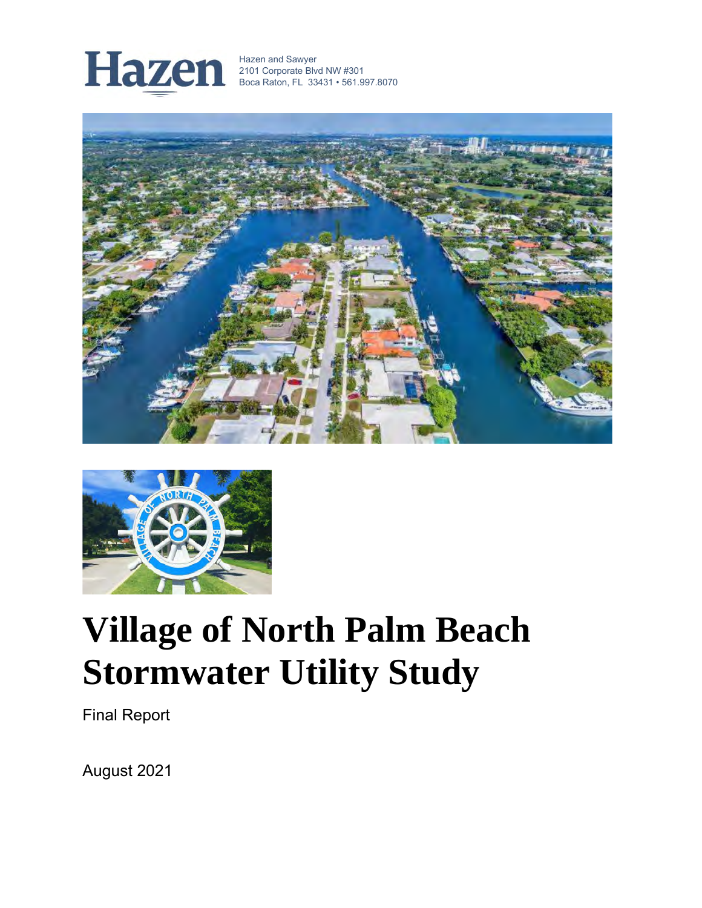Hazen

Hazen and Sawyer
2101 Corporate Blvd NW #301
Boca Raton, FL 33431 • 561.997.8070

# Village of North Palm Beach Stormwater Utility Study

Final Report

August 2021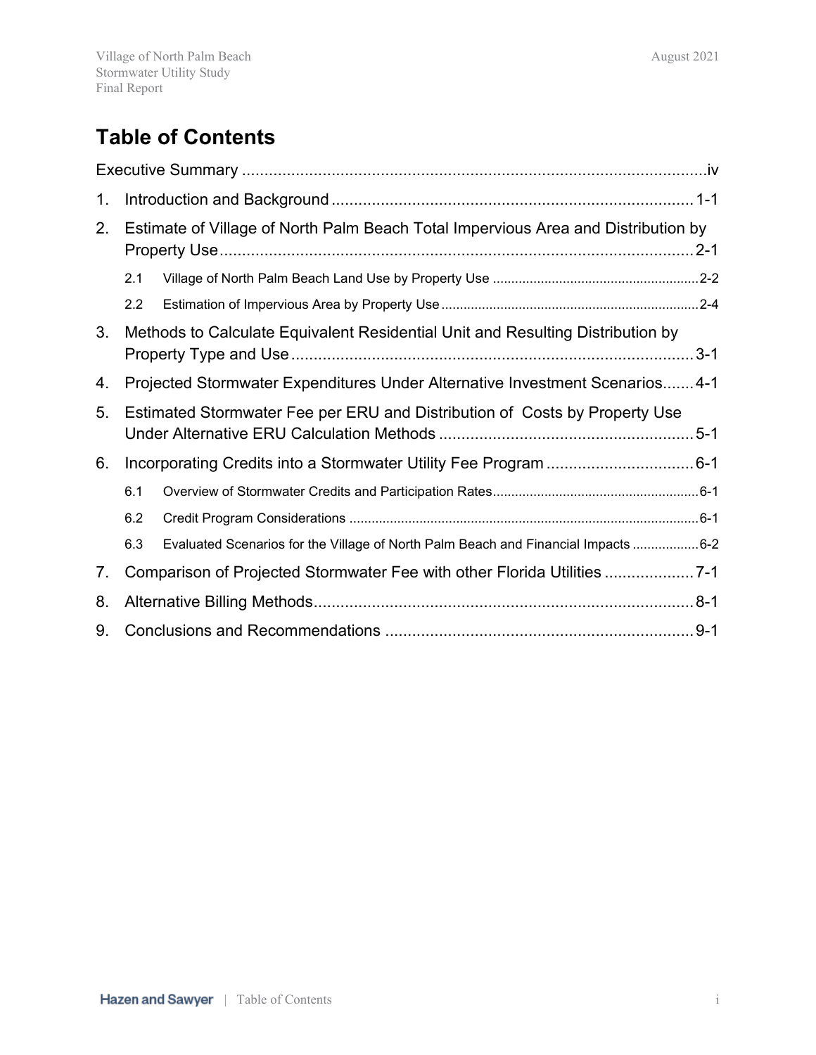# Table of Contents

Executive Summary .......................................................................................................iv

1. Introduction and Background ................................................................................1-1

2. Estimate of Village of North Palm Beach Total Impervious Area and Distribution by Property Use.........................................................................................................2-1

   2.1 Village of North Palm Beach Land Use by Property Use .......................................................2-2

   2.2 Estimation of Impervious Area by Property Use ....................................................................2-4

3. Methods to Calculate Equivalent Residential Unit and Resulting Distribution by Property Type and Use.........................................................................................3-1

4. Projected Stormwater Expenditures Under Alternative Investment Scenarios.......4-1

5. Estimated Stormwater Fee per ERU and Distribution of Costs by Property Use Under Alternative ERU Calculation Methods ........................................................5-1

6. Incorporating Credits into a Stormwater Utility Fee Program ................................6-1

   6.1 Overview of Stormwater Credits and Participation Rates.......................................................6-1

   6.2 Credit Program Considerations .............................................................................................6-1

   6.3 Evaluated Scenarios for the Village of North Palm Beach and Financial Impacts ..................6-2

7. Comparison of Projected Stormwater Fee with other Florida Utilities ....................7-1

8. Alternative Billing Methods....................................................................................8-1

9. Conclusions and Recommendations ...................................................................9-1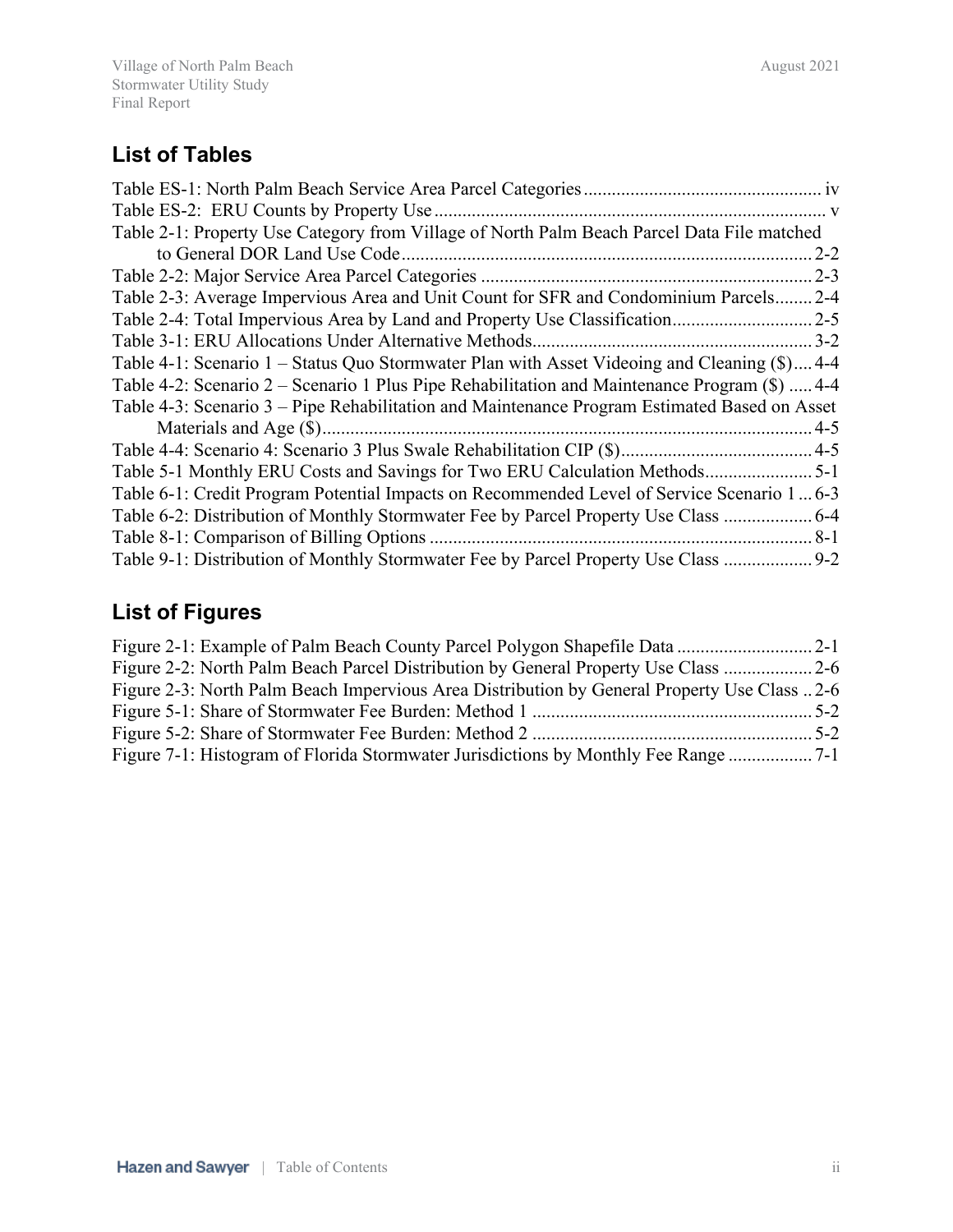## List of Tables

Table ES-1: North Palm Beach Service Area Parcel Categories .................................................. iv
Table ES-2: ERU Counts by Property Use ................................................................................... v
Table 2-1: Property Use Category from Village of North Palm Beach Parcel Data File matched to General DOR Land Use Code ......................................................................................... 2-2
Table 2-2: Major Service Area Parcel Categories ...................................................................... 2-3
Table 2-3: Average Impervious Area and Unit Count for SFR and Condominium Parcels........ 2-4
Table 2-4: Total Impervious Area by Land and Property Use Classification............................. 2-5
Table 3-1: ERU Allocations Under Alternative Methods........................................................... 3-2
Table 4-1: Scenario 1 – Status Quo Stormwater Plan with Asset Videoing and Cleaning ($).... 4-4
Table 4-2: Scenario 2 – Scenario 1 Plus Pipe Rehabilitation and Maintenance Program ($) ..... 4-4
Table 4-3: Scenario 3 – Pipe Rehabilitation and Maintenance Program Estimated Based on Asset Materials and Age ($)......................................................................................................... 4-5
Table 4-4: Scenario 4: Scenario 3 Plus Swale Rehabilitation CIP ($)........................................ 4-5
Table 5-1 Monthly ERU Costs and Savings for Two ERU Calculation Methods...................... 5-1
Table 6-1: Credit Program Potential Impacts on Recommended Level of Service Scenario 1 ... 6-3
Table 6-2: Distribution of Monthly Stormwater Fee by Parcel Property Use Class .................. 6-4
Table 8-1: Comparison of Billing Options ................................................................................. 8-1
Table 9-1: Distribution of Monthly Stormwater Fee by Parcel Property Use Class .................. 9-2

## List of Figures

Figure 2-1: Example of Palm Beach County Parcel Polygon Shapefile Data ............................ 2-1
Figure 2-2: North Palm Beach Parcel Distribution by General Property Use Class .................. 2-6
Figure 2-3: North Palm Beach Impervious Area Distribution by General Property Use Class .. 2-6
Figure 5-1: Share of Stormwater Fee Burden: Method 1 ........................................................... 5-2
Figure 5-2: Share of Stormwater Fee Burden: Method 2 ........................................................... 5-2
Figure 7-1: Histogram of Florida Stormwater Jurisdictions by Monthly Fee Range ................. 7-1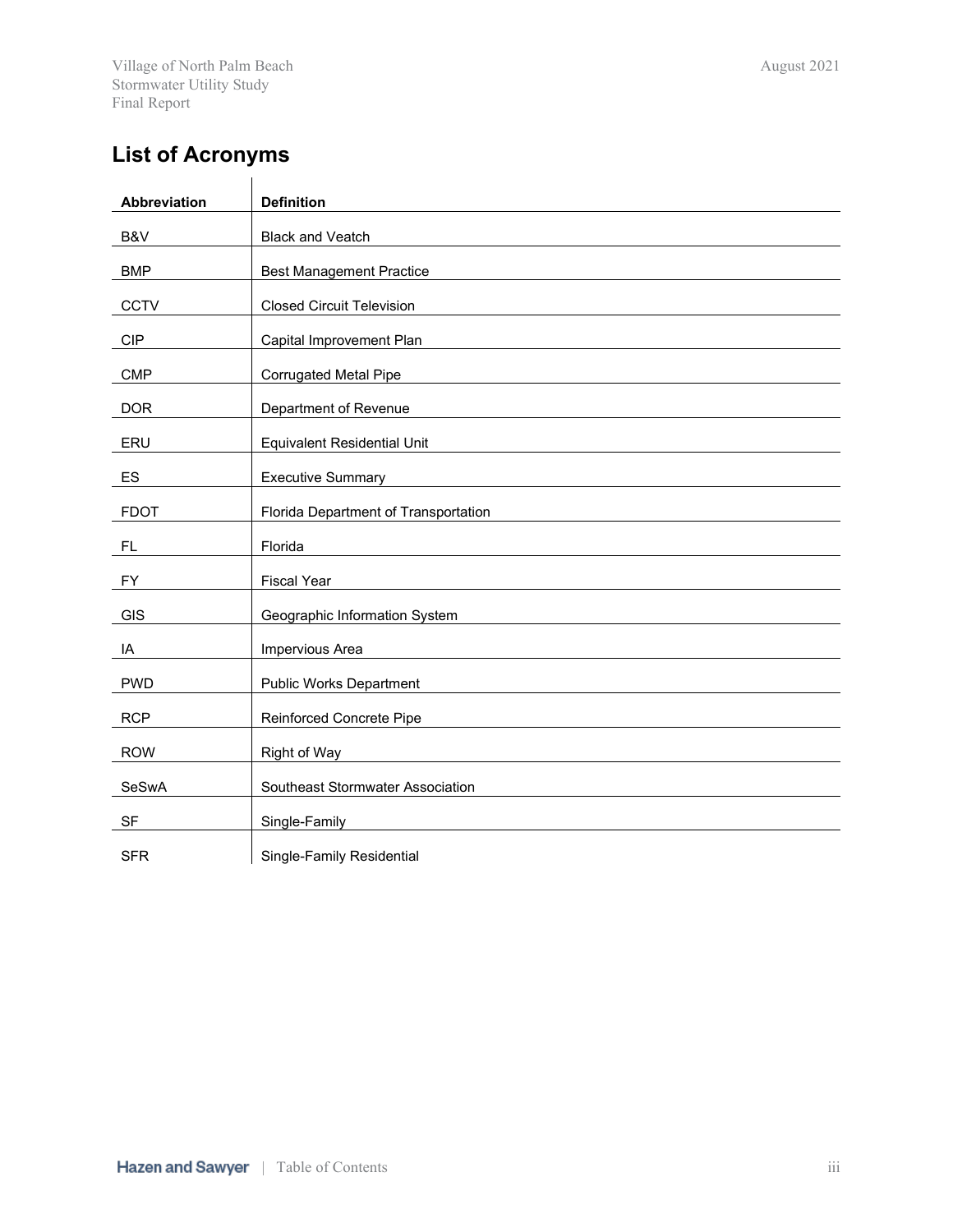## List of Acronyms

| Abbreviation | Definition |
|---|---|
| B&V | Black and Veatch |
| BMP | Best Management Practice |
| CCTV | Closed Circuit Television |
| CIP | Capital Improvement Plan |
| CMP | Corrugated Metal Pipe |
| DOR | Department of Revenue |
| ERU | Equivalent Residential Unit |
| ES | Executive Summary |
| FDOT | Florida Department of Transportation |
| FL | Florida |
| FY | Fiscal Year |
| GIS | Geographic Information System |
| IA | Impervious Area |
| PWD | Public Works Department |
| RCP | Reinforced Concrete Pipe |
| ROW | Right of Way |
| SeSwA | Southeast Stormwater Association |
| SF | Single-Family |
| SFR | Single-Family Residential |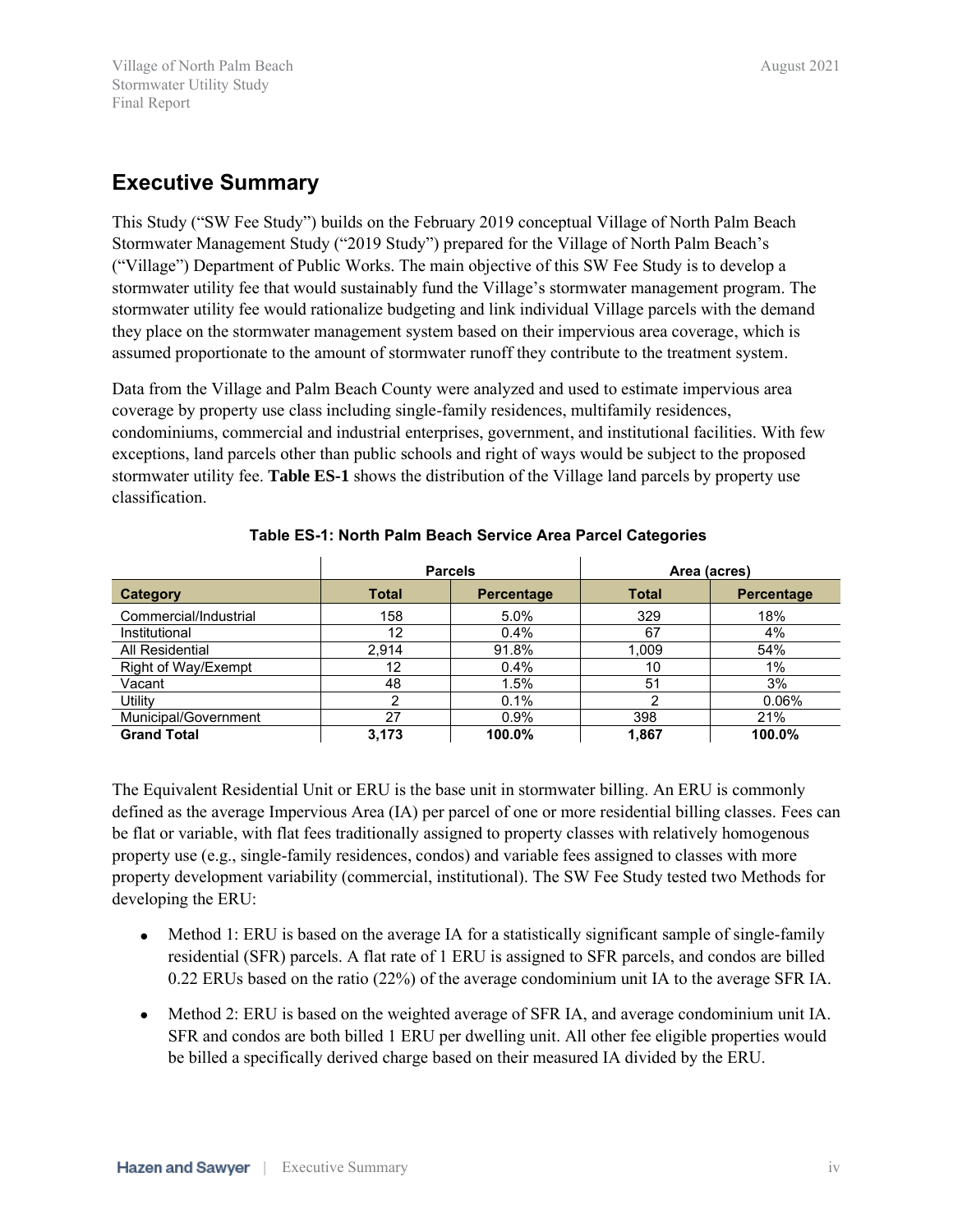## Executive Summary

This Study ("SW Fee Study") builds on the February 2019 conceptual Village of North Palm Beach Stormwater Management Study ("2019 Study") prepared for the Village of North Palm Beach's ("Village") Department of Public Works. The main objective of this SW Fee Study is to develop a stormwater utility fee that would sustainably fund the Village's stormwater management program. The stormwater utility fee would rationalize budgeting and link individual Village parcels with the demand they place on the stormwater management system based on their impervious area coverage, which is assumed proportionate to the amount of stormwater runoff they contribute to the treatment system.

Data from the Village and Palm Beach County were analyzed and used to estimate impervious area coverage by property use class including single-family residences, multifamily residences, condominiums, commercial and industrial enterprises, government, and institutional facilities. With few exceptions, land parcels other than public schools and right of ways would be subject to the proposed stormwater utility fee. **Table ES-1** shows the distribution of the Village land parcels by property use classification.

**Table ES-1: North Palm Beach Service Area Parcel Categories**

| | Parcels | | Area (acres) | |
|---|---|---|---|---|
| **Category** | **Total** | **Percentage** | **Total** | **Percentage** |
| Commercial/Industrial | 158 | 5.0% | 329 | 18% |
| Institutional | 12 | 0.4% | 67 | 4% |
| All Residential | 2,914 | 91.8% | 1,009 | 54% |
| Right of Way/Exempt | 12 | 0.4% | 10 | 1% |
| Vacant | 48 | 1.5% | 51 | 3% |
| Utility | 2 | 0.1% | 2 | 0.06% |
| Municipal/Government | 27 | 0.9% | 398 | 21% |
| **Grand Total** | **3,173** | **100.0%** | **1,867** | **100.0%** |

The Equivalent Residential Unit or ERU is the base unit in stormwater billing. An ERU is commonly defined as the average Impervious Area (IA) per parcel of one or more residential billing classes. Fees can be flat or variable, with flat fees traditionally assigned to property classes with relatively homogenous property use (e.g., single-family residences, condos) and variable fees assigned to classes with more property development variability (commercial, institutional). The SW Fee Study tested two Methods for developing the ERU:

- Method 1: ERU is based on the average IA for a statistically significant sample of single-family residential (SFR) parcels. A flat rate of 1 ERU is assigned to SFR parcels, and condos are billed 0.22 ERUs based on the ratio (22%) of the average condominium unit IA to the average SFR IA.
- Method 2: ERU is based on the weighted average of SFR IA, and average condominium unit IA. SFR and condos are both billed 1 ERU per dwelling unit. All other fee eligible properties would be billed a specifically derived charge based on their measured IA divided by the ERU.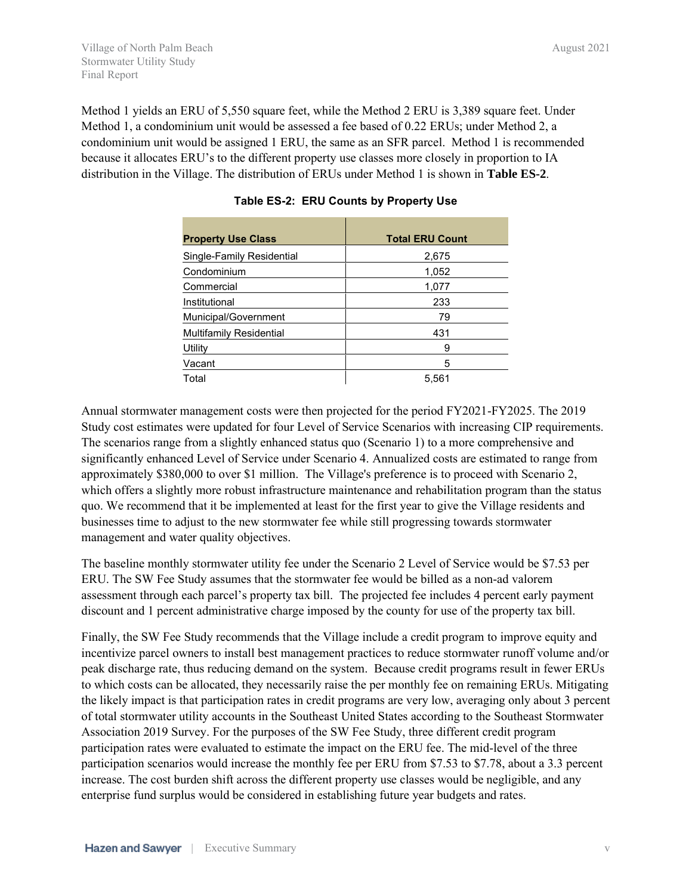Method 1 yields an ERU of 5,550 square feet, while the Method 2 ERU is 3,389 square feet. Under Method 1, a condominium unit would be assessed a fee based of 0.22 ERUs; under Method 2, a condominium unit would be assigned 1 ERU, the same as an SFR parcel. Method 1 is recommended because it allocates ERU's to the different property use classes more closely in proportion to IA distribution in the Village. The distribution of ERUs under Method 1 is shown in **Table ES-2**.

**Table ES-2: ERU Counts by Property Use**

| Property Use Class | Total ERU Count |
|---|---|
| Single-Family Residential | 2,675 |
| Condominium | 1,052 |
| Commercial | 1,077 |
| Institutional | 233 |
| Municipal/Government | 79 |
| Multifamily Residential | 431 |
| Utility | 9 |
| Vacant | 5 |
| Total | 5,561 |

Annual stormwater management costs were then projected for the period FY2021-FY2025. The 2019 Study cost estimates were updated for four Level of Service Scenarios with increasing CIP requirements. The scenarios range from a slightly enhanced status quo (Scenario 1) to a more comprehensive and significantly enhanced Level of Service under Scenario 4. Annualized costs are estimated to range from approximately $380,000 to over $1 million. The Village's preference is to proceed with Scenario 2, which offers a slightly more robust infrastructure maintenance and rehabilitation program than the status quo. We recommend that it be implemented at least for the first year to give the Village residents and businesses time to adjust to the new stormwater fee while still progressing towards stormwater management and water quality objectives.

The baseline monthly stormwater utility fee under the Scenario 2 Level of Service would be $7.53 per ERU. The SW Fee Study assumes that the stormwater fee would be billed as a non-ad valorem assessment through each parcel's property tax bill. The projected fee includes 4 percent early payment discount and 1 percent administrative charge imposed by the county for use of the property tax bill.

Finally, the SW Fee Study recommends that the Village include a credit program to improve equity and incentivize parcel owners to install best management practices to reduce stormwater runoff volume and/or peak discharge rate, thus reducing demand on the system. Because credit programs result in fewer ERUs to which costs can be allocated, they necessarily raise the per monthly fee on remaining ERUs. Mitigating the likely impact is that participation rates in credit programs are very low, averaging only about 3 percent of total stormwater utility accounts in the Southeast United States according to the Southeast Stormwater Association 2019 Survey. For the purposes of the SW Fee Study, three different credit program participation rates were evaluated to estimate the impact on the ERU fee. The mid-level of the three participation scenarios would increase the monthly fee per ERU from $7.53 to $7.78, about a 3.3 percent increase. The cost burden shift across the different property use classes would be negligible, and any enterprise fund surplus would be considered in establishing future year budgets and rates.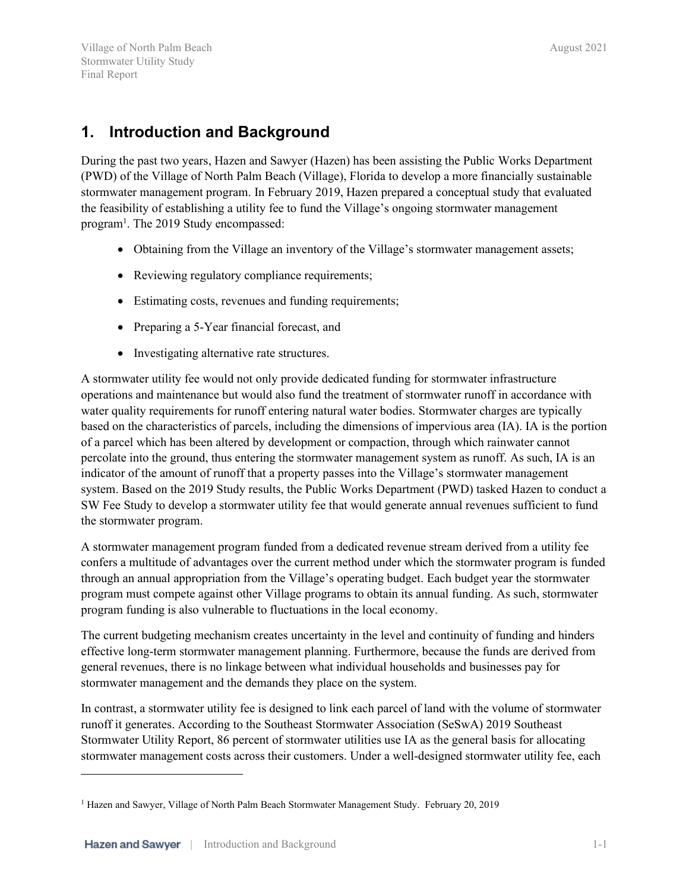# 1. Introduction and Background

During the past two years, Hazen and Sawyer (Hazen) has been assisting the Public Works Department (PWD) of the Village of North Palm Beach (Village), Florida to develop a more financially sustainable stormwater management program. In February 2019, Hazen prepared a conceptual study that evaluated the feasibility of establishing a utility fee to fund the Village's ongoing stormwater management program[1]. The 2019 Study encompassed:

- Obtaining from the Village an inventory of the Village's stormwater management assets;
- Reviewing regulatory compliance requirements;
- Estimating costs, revenues and funding requirements;
- Preparing a 5-Year financial forecast, and
- Investigating alternative rate structures.

A stormwater utility fee would not only provide dedicated funding for stormwater infrastructure operations and maintenance but would also fund the treatment of stormwater runoff in accordance with water quality requirements for runoff entering natural water bodies. Stormwater charges are typically based on the characteristics of parcels, including the dimensions of impervious area (IA). IA is the portion of a parcel which has been altered by development or compaction, through which rainwater cannot percolate into the ground, thus entering the stormwater management system as runoff. As such, IA is an indicator of the amount of runoff that a property passes into the Village's stormwater management system. Based on the 2019 Study results, the Public Works Department (PWD) tasked Hazen to conduct a SW Fee Study to develop a stormwater utility fee that would generate annual revenues sufficient to fund the stormwater program.

A stormwater management program funded from a dedicated revenue stream derived from a utility fee confers a multitude of advantages over the current method under which the stormwater program is funded through an annual appropriation from the Village's operating budget. Each budget year the stormwater program must compete against other Village programs to obtain its annual funding. As such, stormwater program funding is also vulnerable to fluctuations in the local economy.

The current budgeting mechanism creates uncertainty in the level and continuity of funding and hinders effective long-term stormwater management planning. Furthermore, because the funds are derived from general revenues, there is no linkage between what individual households and businesses pay for stormwater management and the demands they place on the system.

In contrast, a stormwater utility fee is designed to link each parcel of land with the volume of stormwater runoff it generates. According to the Southeast Stormwater Association (SeSwA) 2019 Southeast Stormwater Utility Report, 86 percent of stormwater utilities use IA as the general basis for allocating stormwater management costs across their customers. Under a well-designed stormwater utility fee, each

---

[1] Hazen and Sawyer, Village of North Palm Beach Stormwater Management Study. February 20, 2019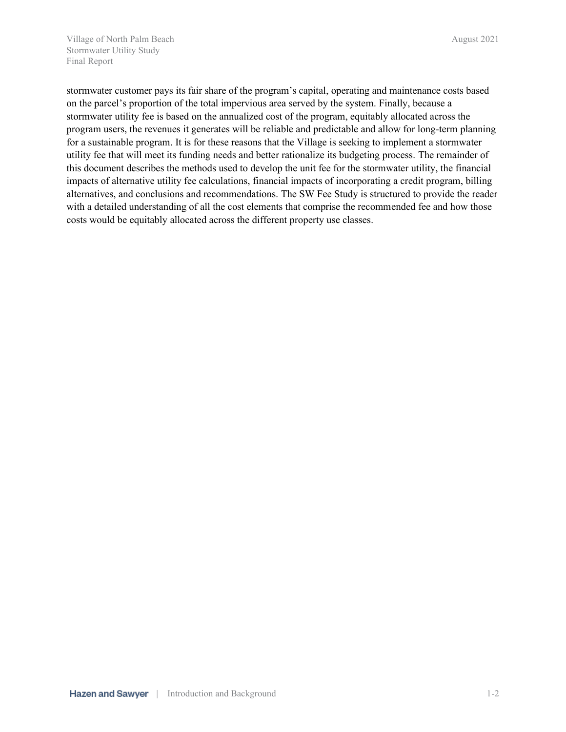stormwater customer pays its fair share of the program's capital, operating and maintenance costs based on the parcel's proportion of the total impervious area served by the system. Finally, because a stormwater utility fee is based on the annualized cost of the program, equitably allocated across the program users, the revenues it generates will be reliable and predictable and allow for long-term planning for a sustainable program. It is for these reasons that the Village is seeking to implement a stormwater utility fee that will meet its funding needs and better rationalize its budgeting process. The remainder of this document describes the methods used to develop the unit fee for the stormwater utility, the financial impacts of alternative utility fee calculations, financial impacts of incorporating a credit program, billing alternatives, and conclusions and recommendations. The SW Fee Study is structured to provide the reader with a detailed understanding of all the cost elements that comprise the recommended fee and how those costs would be equitably allocated across the different property use classes.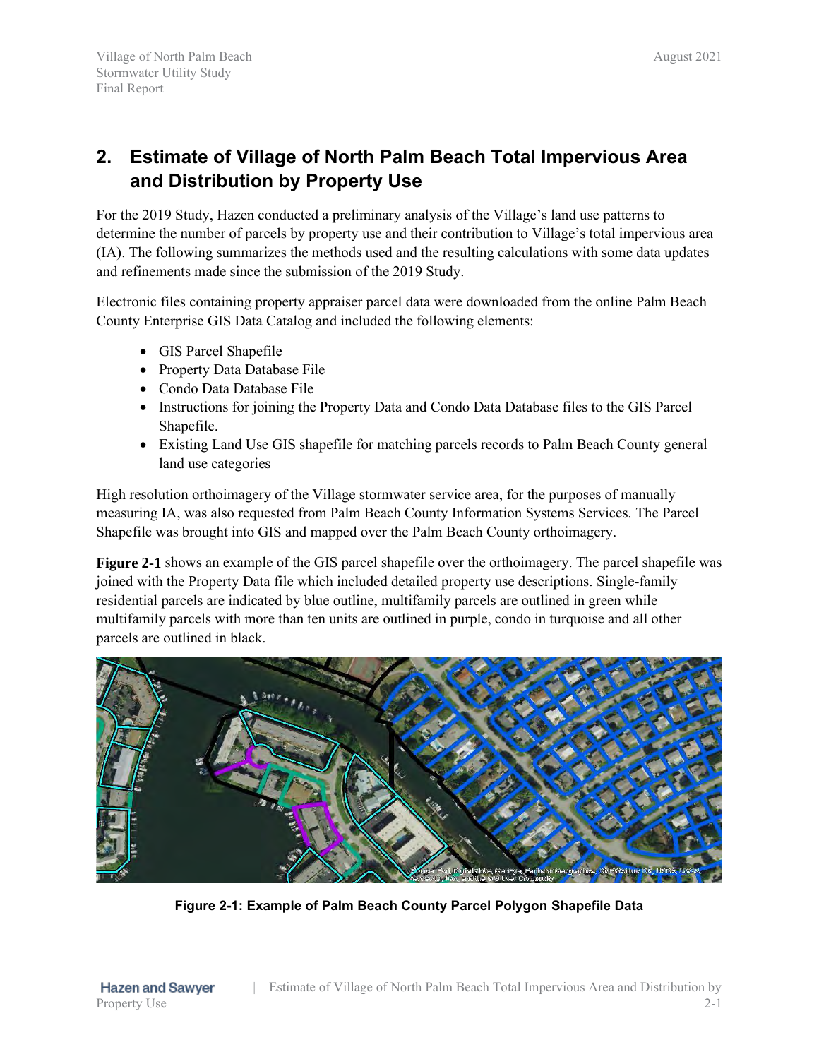## 2. Estimate of Village of North Palm Beach Total Impervious Area and Distribution by Property Use

For the 2019 Study, Hazen conducted a preliminary analysis of the Village's land use patterns to determine the number of parcels by property use and their contribution to Village's total impervious area (IA). The following summarizes the methods used and the resulting calculations with some data updates and refinements made since the submission of the 2019 Study.

Electronic files containing property appraiser parcel data were downloaded from the online Palm Beach County Enterprise GIS Data Catalog and included the following elements:

- GIS Parcel Shapefile
- Property Data Database File
- Condo Data Database File
- Instructions for joining the Property Data and Condo Data Database files to the GIS Parcel Shapefile.
- Existing Land Use GIS shapefile for matching parcels records to Palm Beach County general land use categories

High resolution orthoimagery of the Village stormwater service area, for the purposes of manually measuring IA, was also requested from Palm Beach County Information Systems Services. The Parcel Shapefile was brought into GIS and mapped over the Palm Beach County orthoimagery.

**Figure 2-1** shows an example of the GIS parcel shapefile over the orthoimagery. The parcel shapefile was joined with the Property Data file which included detailed property use descriptions. Single-family residential parcels are indicated by blue outline, multifamily parcels are outlined in green while multifamily parcels with more than ten units are outlined in purple, condo in turquoise and all other parcels are outlined in black.

Source: Esri, DigitalGlobe, GeoEye, Earthstar Geographics, CNES/Airbus DS, USDA, USGS, AeroGRID, IGN, and the GIS User Community

**Figure 2-1: Example of Palm Beach County Parcel Polygon Shapefile Data**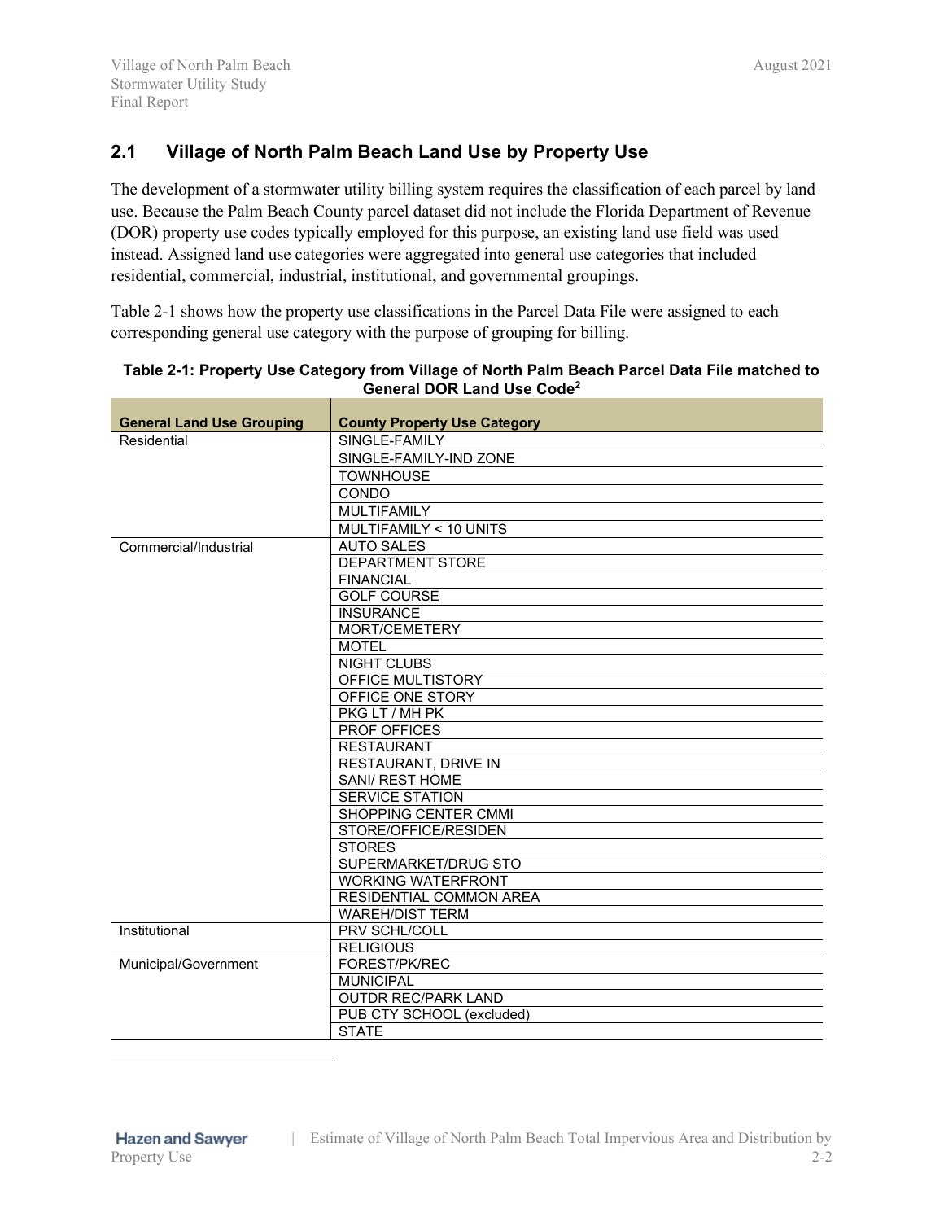## 2.1 Village of North Palm Beach Land Use by Property Use

The development of a stormwater utility billing system requires the classification of each parcel by land use. Because the Palm Beach County parcel dataset did not include the Florida Department of Revenue (DOR) property use codes typically employed for this purpose, an existing land use field was used instead. Assigned land use categories were aggregated into general use categories that included residential, commercial, industrial, institutional, and governmental groupings.

Table 2-1 shows how the property use classifications in the Parcel Data File were assigned to each corresponding general use category with the purpose of grouping for billing.

**Table 2-1: Property Use Category from Village of North Palm Beach Parcel Data File matched to General DOR Land Use Code[2]**

| General Land Use Grouping | County Property Use Category |
|---|---|
| Residential | SINGLE-FAMILY |
| | SINGLE-FAMILY-IND ZONE |
| | TOWNHOUSE |
| | CONDO |
| | MULTIFAMILY |
| | MULTIFAMILY < 10 UNITS |
| Commercial/Industrial | AUTO SALES |
| | DEPARTMENT STORE |
| | FINANCIAL |
| | GOLF COURSE |
| | INSURANCE |
| | MORT/CEMETERY |
| | MOTEL |
| | NIGHT CLUBS |
| | OFFICE MULTISTORY |
| | OFFICE ONE STORY |
| | PKG LT / MH PK |
| | PROF OFFICES |
| | RESTAURANT |
| | RESTAURANT, DRIVE IN |
| | SANI/ REST HOME |
| | SERVICE STATION |
| | SHOPPING CENTER CMMI |
| | STORE/OFFICE/RESIDEN |
| | STORES |
| | SUPERMARKET/DRUG STO |
| | WORKING WATERFRONT |
| | RESIDENTIAL COMMON AREA |
| | WAREH/DIST TERM |
| Institutional | PRV SCHL/COLL |
| | RELIGIOUS |
| Municipal/Government | FOREST/PK/REC |
| | MUNICIPAL |
| | OUTDR REC/PARK LAND |
| | PUB CTY SCHOOL (excluded) |
| | STATE |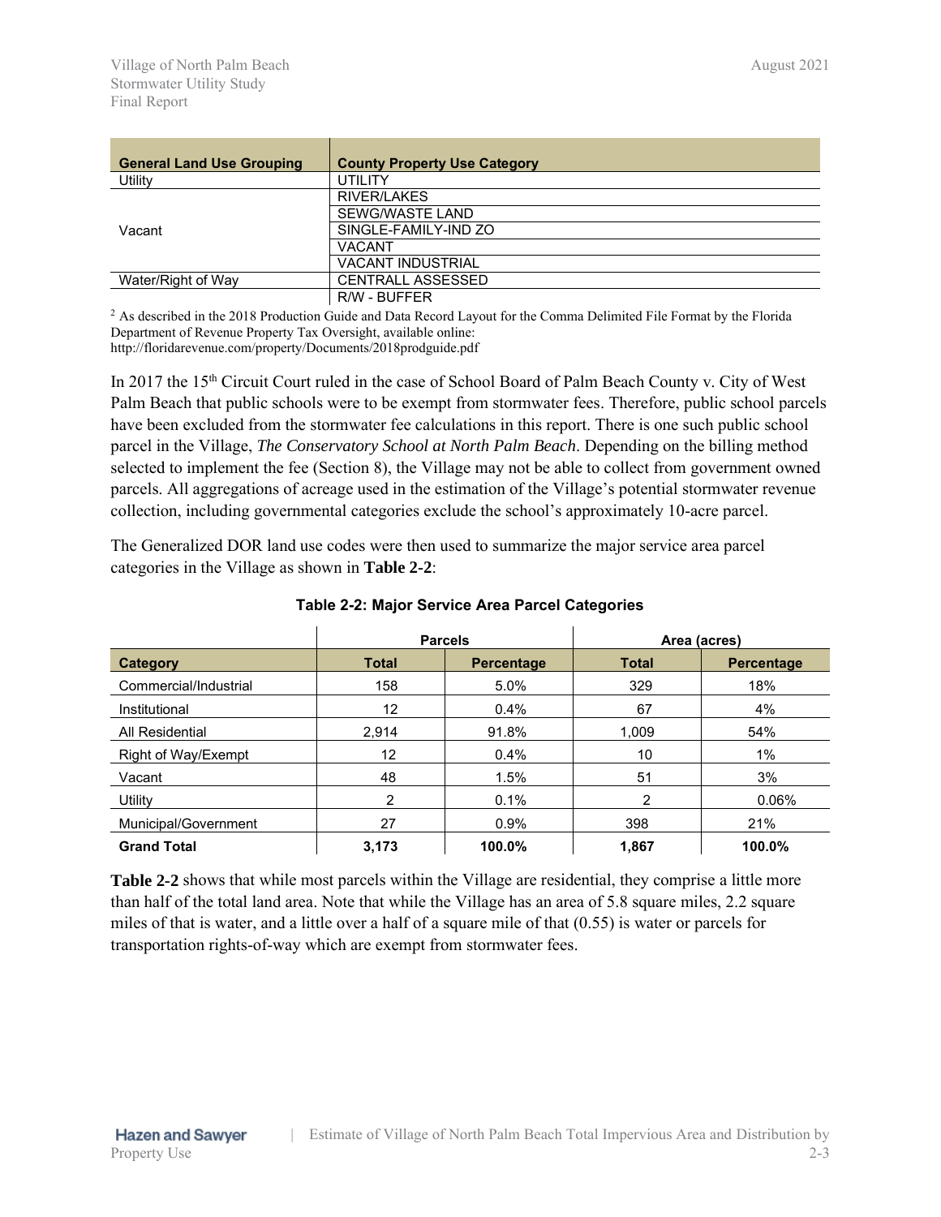| General Land Use Grouping | County Property Use Category |
|---|---|
| Utility | UTILITY |
| Vacant | RIVER/LAKES |
| | SEWG/WASTE LAND |
| | SINGLE-FAMILY-IND ZO |
| | VACANT |
| | VACANT INDUSTRIAL |
| Water/Right of Way | CENTRALL ASSESSED |
| | R/W - BUFFER |

[2] As described in the 2018 Production Guide and Data Record Layout for the Comma Delimited File Format by the Florida Department of Revenue Property Tax Oversight, available online: http://floridarevenue.com/property/Documents/2018prodguide.pdf

In 2017 the 15th Circuit Court ruled in the case of School Board of Palm Beach County v. City of West Palm Beach that public schools were to be exempt from stormwater fees. Therefore, public school parcels have been excluded from the stormwater fee calculations in this report. There is one such public school parcel in the Village, *The Conservatory School at North Palm Beach*. Depending on the billing method selected to implement the fee (Section 8), the Village may not be able to collect from government owned parcels. All aggregations of acreage used in the estimation of the Village's potential stormwater revenue collection, including governmental categories exclude the school's approximately 10-acre parcel.

The Generalized DOR land use codes were then used to summarize the major service area parcel categories in the Village as shown in **Table 2-2**:

**Table 2-2: Major Service Area Parcel Categories**

| | Parcels | | Area (acres) | |
|---|---|---|---|---|
| **Category** | **Total** | **Percentage** | **Total** | **Percentage** |
| Commercial/Industrial | 158 | 5.0% | 329 | 18% |
| Institutional | 12 | 0.4% | 67 | 4% |
| All Residential | 2,914 | 91.8% | 1,009 | 54% |
| Right of Way/Exempt | 12 | 0.4% | 10 | 1% |
| Vacant | 48 | 1.5% | 51 | 3% |
| Utility | 2 | 0.1% | 2 | 0.06% |
| Municipal/Government | 27 | 0.9% | 398 | 21% |
| **Grand Total** | **3,173** | **100.0%** | **1,867** | **100.0%** |

**Table 2-2** shows that while most parcels within the Village are residential, they comprise a little more than half of the total land area. Note that while the Village has an area of 5.8 square miles, 2.2 square miles of that is water, and a little over a half of a square mile of that (0.55) is water or parcels for transportation rights-of-way which are exempt from stormwater fees.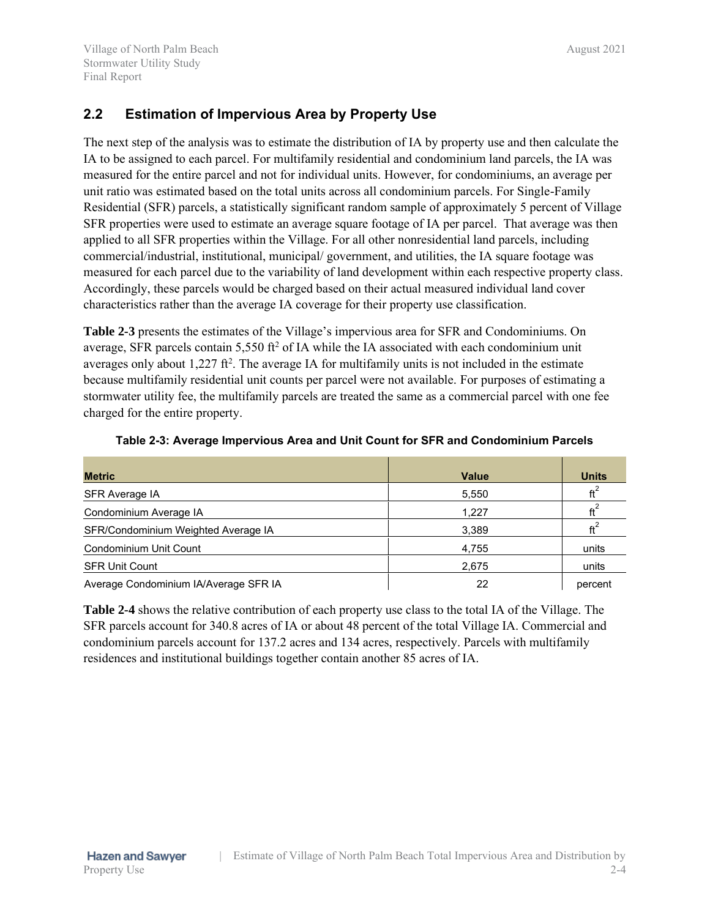## 2.2 Estimation of Impervious Area by Property Use

The next step of the analysis was to estimate the distribution of IA by property use and then calculate the IA to be assigned to each parcel. For multifamily residential and condominium land parcels, the IA was measured for the entire parcel and not for individual units. However, for condominiums, an average per unit ratio was estimated based on the total units across all condominium parcels. For Single-Family Residential (SFR) parcels, a statistically significant random sample of approximately 5 percent of Village SFR properties were used to estimate an average square footage of IA per parcel. That average was then applied to all SFR properties within the Village. For all other nonresidential land parcels, including commercial/industrial, institutional, municipal/ government, and utilities, the IA square footage was measured for each parcel due to the variability of land development within each respective property class. Accordingly, these parcels would be charged based on their actual measured individual land cover characteristics rather than the average IA coverage for their property use classification.

**Table 2-3** presents the estimates of the Village's impervious area for SFR and Condominiums. On average, SFR parcels contain 5,550 $ft^2$ of IA while the IA associated with each condominium unit averages only about 1,227 $ft^2$. The average IA for multifamily units is not included in the estimate because multifamily residential unit counts per parcel were not available. For purposes of estimating a stormwater utility fee, the multifamily parcels are treated the same as a commercial parcel with one fee charged for the entire property.

**Table 2-3: Average Impervious Area and Unit Count for SFR and Condominium Parcels**

| Metric | Value | Units |
|---|---|---|
| SFR Average IA | 5,550 | $ft^2$ |
| Condominium Average IA | 1,227 | $ft^2$ |
| SFR/Condominium Weighted Average IA | 3,389 | $ft^2$ |
| Condominium Unit Count | 4,755 | units |
| SFR Unit Count | 2,675 | units |
| Average Condominium IA/Average SFR IA | 22 | percent |

**Table 2-4** shows the relative contribution of each property use class to the total IA of the Village. The SFR parcels account for 340.8 acres of IA or about 48 percent of the total Village IA. Commercial and condominium parcels account for 137.2 acres and 134 acres, respectively. Parcels with multifamily residences and institutional buildings together contain another 85 acres of IA.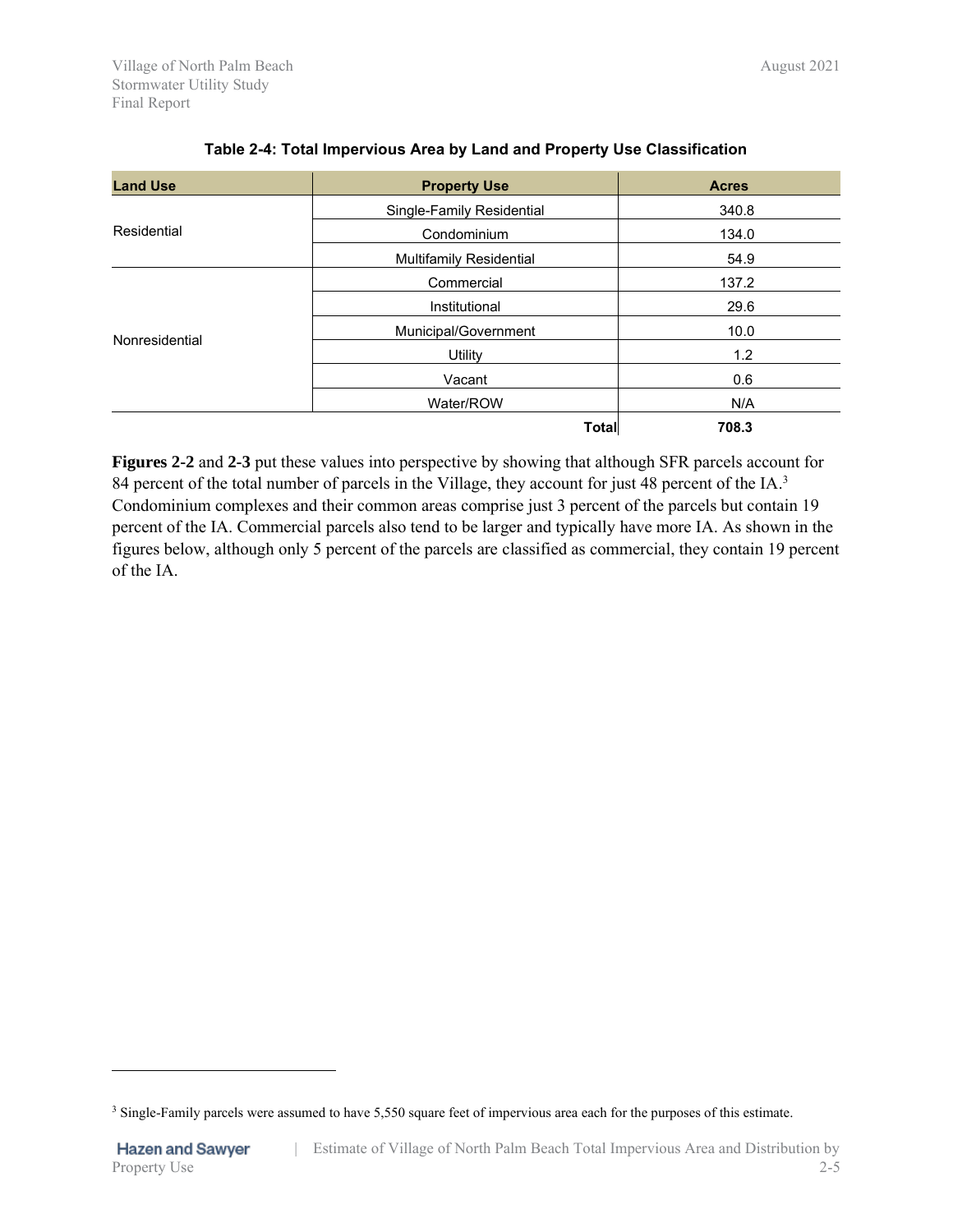**Table 2-4: Total Impervious Area by Land and Property Use Classification**

| Land Use | Property Use | Acres |
|---|---|---|
| Residential | Single-Family Residential | 340.8 |
| | Condominium | 134.0 |
| | Multifamily Residential | 54.9 |
| Nonresidential | Commercial | 137.2 |
| | Institutional | 29.6 |
| | Municipal/Government | 10.0 |
| | Utility | 1.2 |
| | Vacant | 0.6 |
| | Water/ROW | N/A |
| | **Total** | **708.3** |

**Figures 2-2** and **2-3** put these values into perspective by showing that although SFR parcels account for 84 percent of the total number of parcels in the Village, they account for just 48 percent of the IA.[3] Condominium complexes and their common areas comprise just 3 percent of the parcels but contain 19 percent of the IA. Commercial parcels also tend to be larger and typically have more IA. As shown in the figures below, although only 5 percent of the parcels are classified as commercial, they contain 19 percent of the IA.

[3] Single-Family parcels were assumed to have 5,550 square feet of impervious area each for the purposes of this estimate.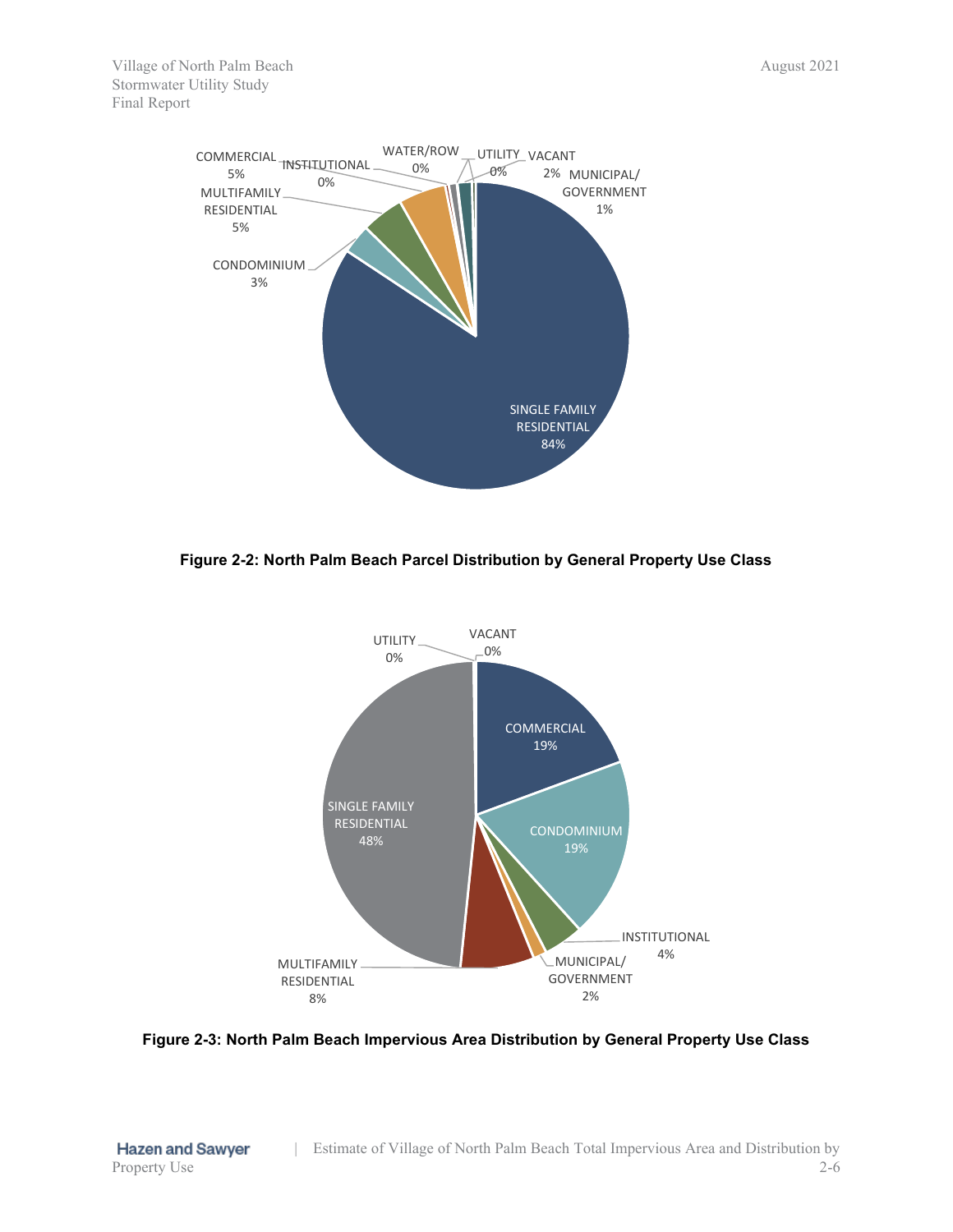COMMERCIAL
5%
INSTITUTIONAL
0%
WATER/ROW
0%
UTILITY
0%
VACANT
2%
MUNICIPAL/
GOVERNMENT
1%
MULTIFAMILY
RESIDENTIAL
5%
CONDOMINIUM
3%
SINGLE FAMILY
RESIDENTIAL
84%

**Figure 2-2: North Palm Beach Parcel Distribution by General Property Use Class**

UTILITY
0%
VACANT
0%
COMMERCIAL
19%
CONDOMINIUM
19%
SINGLE FAMILY
RESIDENTIAL
48%
INSTITUTIONAL
4%
MUNICIPAL/
GOVERNMENT
2%
MULTIFAMILY
RESIDENTIAL
8%

**Figure 2-3: North Palm Beach Impervious Area Distribution by General Property Use Class**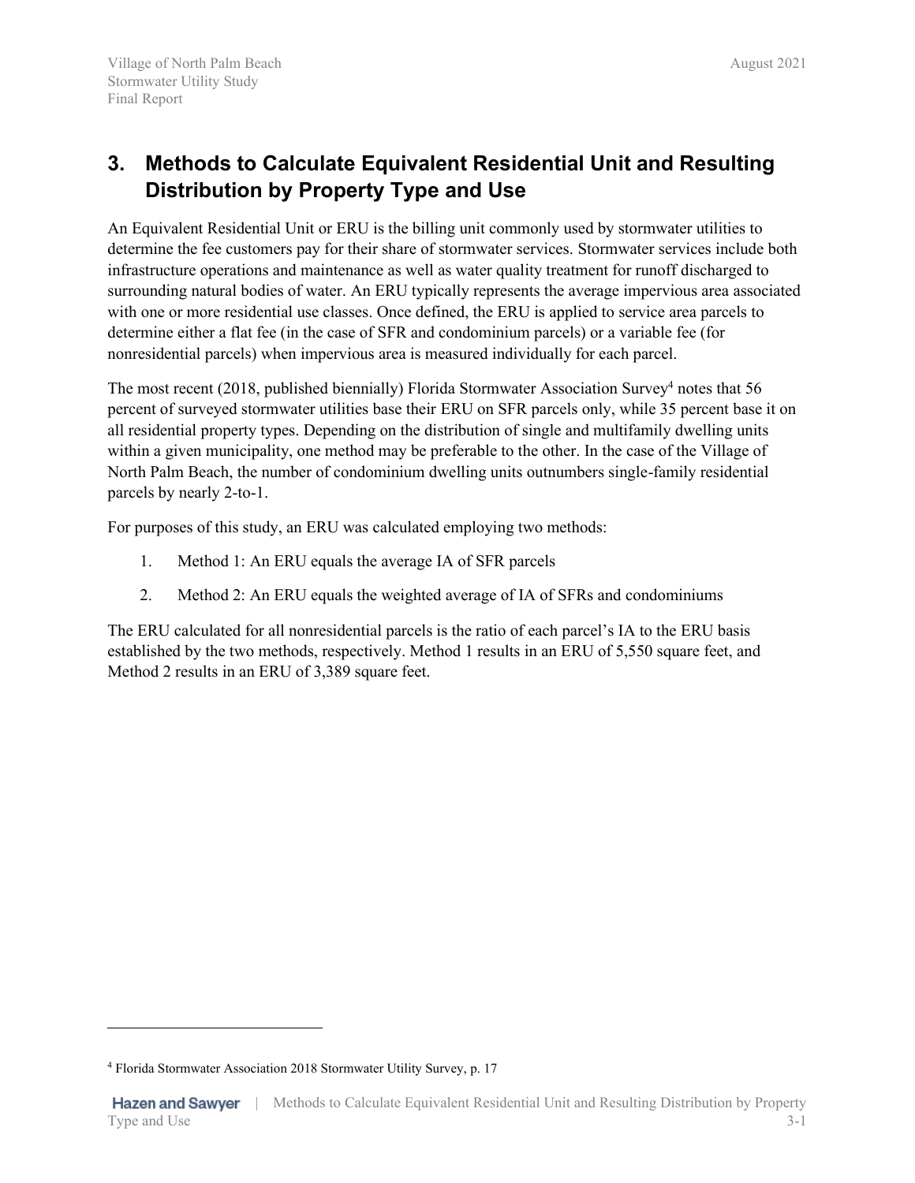# 3. Methods to Calculate Equivalent Residential Unit and Resulting Distribution by Property Type and Use

An Equivalent Residential Unit or ERU is the billing unit commonly used by stormwater utilities to determine the fee customers pay for their share of stormwater services. Stormwater services include both infrastructure operations and maintenance as well as water quality treatment for runoff discharged to surrounding natural bodies of water. An ERU typically represents the average impervious area associated with one or more residential use classes. Once defined, the ERU is applied to service area parcels to determine either a flat fee (in the case of SFR and condominium parcels) or a variable fee (for nonresidential parcels) when impervious area is measured individually for each parcel.

The most recent (2018, published biennially) Florida Stormwater Association Survey[4] notes that 56 percent of surveyed stormwater utilities base their ERU on SFR parcels only, while 35 percent base it on all residential property types. Depending on the distribution of single and multifamily dwelling units within a given municipality, one method may be preferable to the other. In the case of the Village of North Palm Beach, the number of condominium dwelling units outnumbers single-family residential parcels by nearly 2-to-1.

For purposes of this study, an ERU was calculated employing two methods:

1. Method 1: An ERU equals the average IA of SFR parcels
2. Method 2: An ERU equals the weighted average of IA of SFRs and condominiums

The ERU calculated for all nonresidential parcels is the ratio of each parcel's IA to the ERU basis established by the two methods, respectively. Method 1 results in an ERU of 5,550 square feet, and Method 2 results in an ERU of 3,389 square feet.

[4] Florida Stormwater Association 2018 Stormwater Utility Survey, p. 17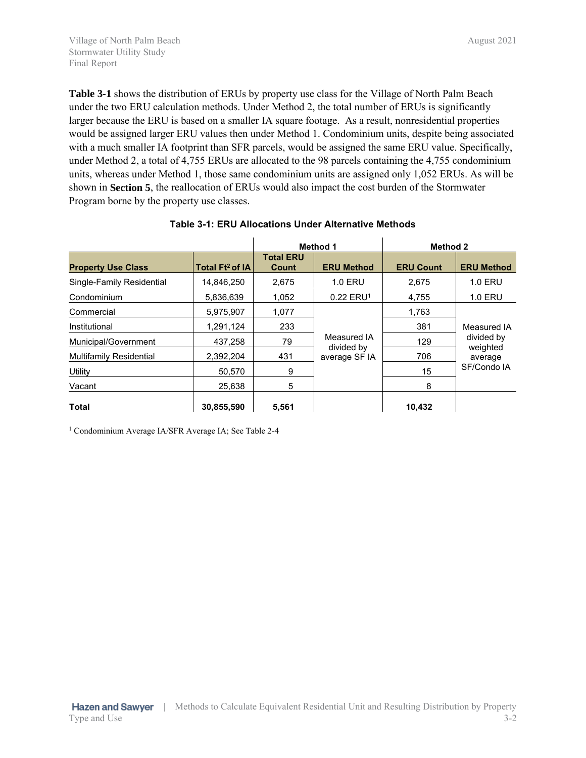**Table 3-1** shows the distribution of ERUs by property use class for the Village of North Palm Beach under the two ERU calculation methods. Under Method 2, the total number of ERUs is significantly larger because the ERU is based on a smaller IA square footage. As a result, nonresidential properties would be assigned larger ERU values then under Method 1. Condominium units, despite being associated with a much smaller IA footprint than SFR parcels, would be assigned the same ERU value. Specifically, under Method 2, a total of 4,755 ERUs are allocated to the 98 parcels containing the 4,755 condominium units, whereas under Method 1, those same condominium units are assigned only 1,052 ERUs. As will be shown in **Section 5**, the reallocation of ERUs would also impact the cost burden of the Stormwater Program borne by the property use classes.

**Table 3-1: ERU Allocations Under Alternative Methods**

| | | Method 1 | | Method 2 | |
|---|---|---|---|---|---|
| **Property Use Class** | **Total Ft$^2$ of IA** | **Total ERU Count** | **ERU Method** | **ERU Count** | **ERU Method** |
| Single-Family Residential | 14,846,250 | 2,675 | 1.0 ERU | 2,675 | 1.0 ERU |
| Condominium | 5,836,639 | 1,052 | 0.22 ERU[1] | 4,755 | 1.0 ERU |
| Commercial | 5,975,907 | 1,077 | Measured IA divided by average SF IA | 1,763 | Measured IA divided by weighted average SF/Condo IA |
| Institutional | 1,291,124 | 233 | | 381 | |
| Municipal/Government | 437,258 | 79 | | 129 | |
| Multifamily Residential | 2,392,204 | 431 | | 706 | |
| Utility | 50,570 | 9 | | 15 | |
| Vacant | 25,638 | 5 | | 8 | |
| **Total** | **30,855,590** | **5,561** | | **10,432** | |

[1] Condominium Average IA/SFR Average IA; See Table 2-4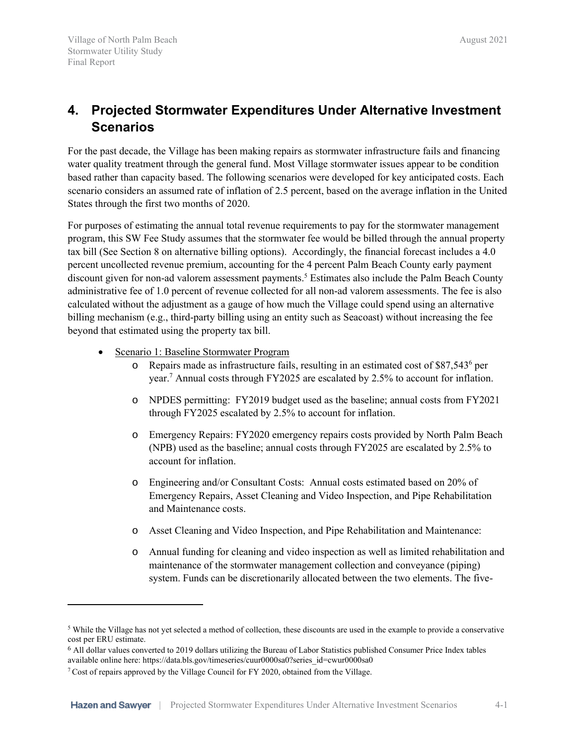# 4. Projected Stormwater Expenditures Under Alternative Investment Scenarios

For the past decade, the Village has been making repairs as stormwater infrastructure fails and financing water quality treatment through the general fund. Most Village stormwater issues appear to be condition based rather than capacity based. The following scenarios were developed for key anticipated costs. Each scenario considers an assumed rate of inflation of 2.5 percent, based on the average inflation in the United States through the first two months of 2020.

For purposes of estimating the annual total revenue requirements to pay for the stormwater management program, this SW Fee Study assumes that the stormwater fee would be billed through the annual property tax bill (See Section 8 on alternative billing options). Accordingly, the financial forecast includes a 4.0 percent uncollected revenue premium, accounting for the 4 percent Palm Beach County early payment discount given for non-ad valorem assessment payments.[5] Estimates also include the Palm Beach County administrative fee of 1.0 percent of revenue collected for all non-ad valorem assessments. The fee is also calculated without the adjustment as a gauge of how much the Village could spend using an alternative billing mechanism (e.g., third-party billing using an entity such as Seacoast) without increasing the fee beyond that estimated using the property tax bill.

- Scenario 1: Baseline Stormwater Program
  - Repairs made as infrastructure fails, resulting in an estimated cost of $87,543[6] per year.[7] Annual costs through FY2025 are escalated by 2.5% to account for inflation.
  - NPDES permitting: FY2019 budget used as the baseline; annual costs from FY2021 through FY2025 escalated by 2.5% to account for inflation.
  - Emergency Repairs: FY2020 emergency repairs costs provided by North Palm Beach (NPB) used as the baseline; annual costs through FY2025 are escalated by 2.5% to account for inflation.
  - Engineering and/or Consultant Costs: Annual costs estimated based on 20% of Emergency Repairs, Asset Cleaning and Video Inspection, and Pipe Rehabilitation and Maintenance costs.
  - Asset Cleaning and Video Inspection, and Pipe Rehabilitation and Maintenance:
  - Annual funding for cleaning and video inspection as well as limited rehabilitation and maintenance of the stormwater management collection and conveyance (piping) system. Funds can be discretionarily allocated between the two elements. The five-

---

[5] While the Village has not yet selected a method of collection, these discounts are used in the example to provide a conservative cost per ERU estimate.

[6] All dollar values converted to 2019 dollars utilizing the Bureau of Labor Statistics published Consumer Price Index tables available online here: https://data.bls.gov/timeseries/cuur0000sa0?series_id=cwur0000sa0

[7] Cost of repairs approved by the Village Council for FY 2020, obtained from the Village.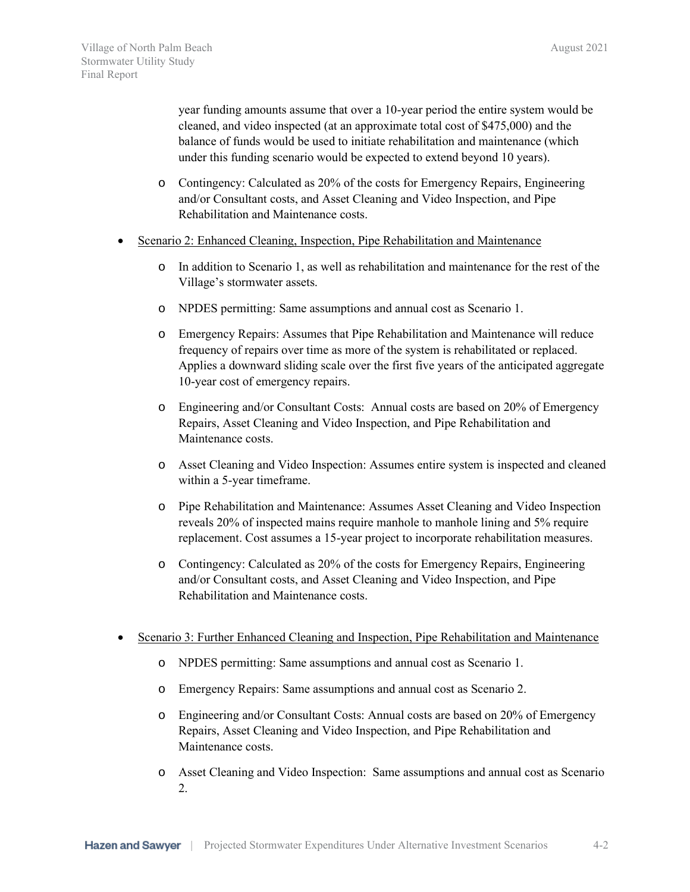year funding amounts assume that over a 10-year period the entire system would be cleaned, and video inspected (at an approximate total cost of $475,000) and the balance of funds would be used to initiate rehabilitation and maintenance (which under this funding scenario would be expected to extend beyond 10 years).

  - Contingency: Calculated as 20% of the costs for Emergency Repairs, Engineering and/or Consultant costs, and Asset Cleaning and Video Inspection, and Pipe Rehabilitation and Maintenance costs.

- <u>Scenario 2: Enhanced Cleaning, Inspection, Pipe Rehabilitation and Maintenance</u>

  - In addition to Scenario 1, as well as rehabilitation and maintenance for the rest of the Village's stormwater assets.

  - NPDES permitting: Same assumptions and annual cost as Scenario 1.

  - Emergency Repairs: Assumes that Pipe Rehabilitation and Maintenance will reduce frequency of repairs over time as more of the system is rehabilitated or replaced. Applies a downward sliding scale over the first five years of the anticipated aggregate 10-year cost of emergency repairs.

  - Engineering and/or Consultant Costs: Annual costs are based on 20% of Emergency Repairs, Asset Cleaning and Video Inspection, and Pipe Rehabilitation and Maintenance costs.

  - Asset Cleaning and Video Inspection: Assumes entire system is inspected and cleaned within a 5-year timeframe.

  - Pipe Rehabilitation and Maintenance: Assumes Asset Cleaning and Video Inspection reveals 20% of inspected mains require manhole to manhole lining and 5% require replacement. Cost assumes a 15-year project to incorporate rehabilitation measures.

  - Contingency: Calculated as 20% of the costs for Emergency Repairs, Engineering and/or Consultant costs, and Asset Cleaning and Video Inspection, and Pipe Rehabilitation and Maintenance costs.

- <u>Scenario 3: Further Enhanced Cleaning and Inspection, Pipe Rehabilitation and Maintenance</u>

  - NPDES permitting: Same assumptions and annual cost as Scenario 1.

  - Emergency Repairs: Same assumptions and annual cost as Scenario 2.

  - Engineering and/or Consultant Costs: Annual costs are based on 20% of Emergency Repairs, Asset Cleaning and Video Inspection, and Pipe Rehabilitation and Maintenance costs.

  - Asset Cleaning and Video Inspection: Same assumptions and annual cost as Scenario 2.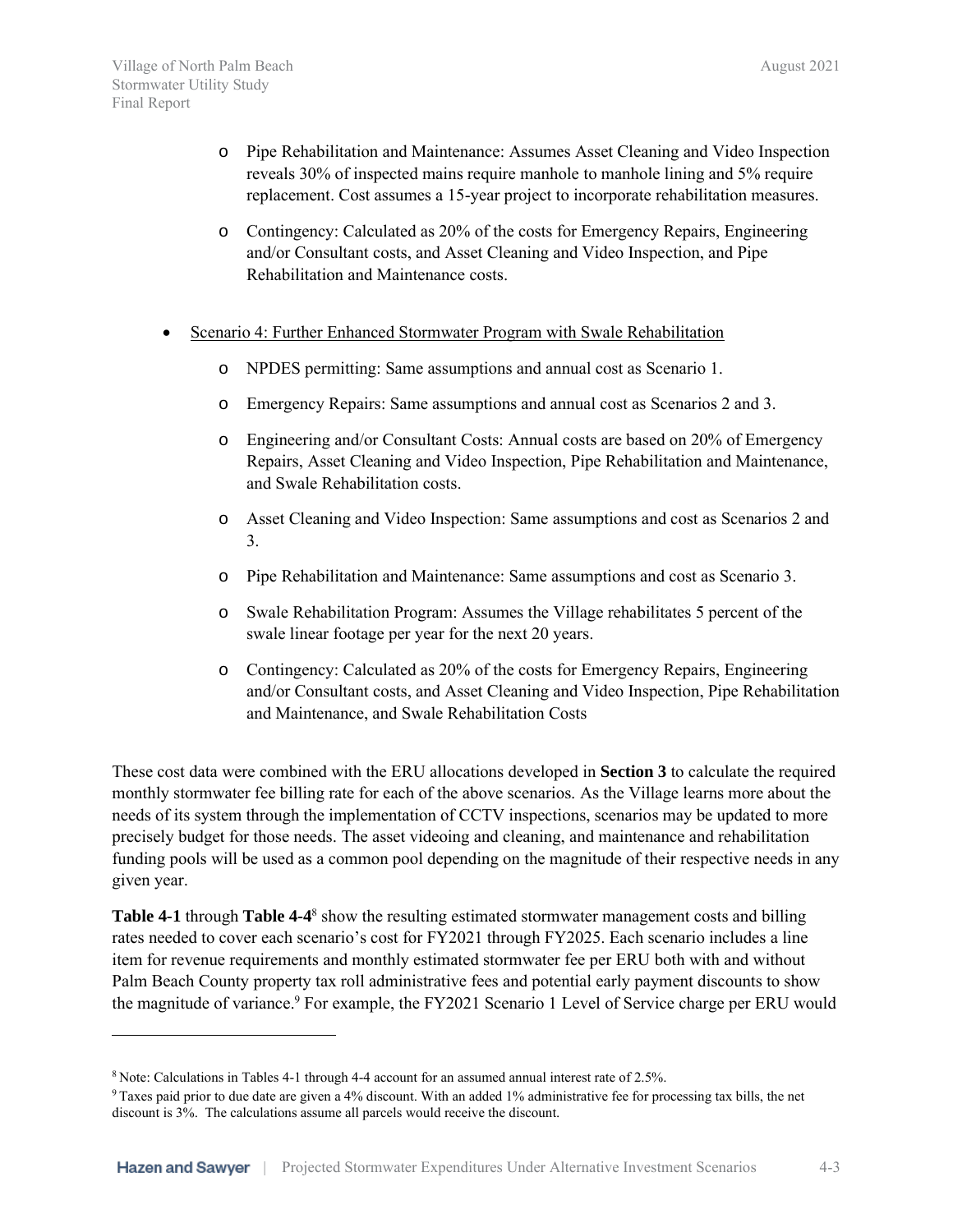- Pipe Rehabilitation and Maintenance: Assumes Asset Cleaning and Video Inspection reveals 30% of inspected mains require manhole to manhole lining and 5% require replacement. Cost assumes a 15-year project to incorporate rehabilitation measures.
- Contingency: Calculated as 20% of the costs for Emergency Repairs, Engineering and/or Consultant costs, and Asset Cleaning and Video Inspection, and Pipe Rehabilitation and Maintenance costs.

- Scenario 4: Further Enhanced Stormwater Program with Swale Rehabilitation
  - NPDES permitting: Same assumptions and annual cost as Scenario 1.
  - Emergency Repairs: Same assumptions and annual cost as Scenarios 2 and 3.
  - Engineering and/or Consultant Costs: Annual costs are based on 20% of Emergency Repairs, Asset Cleaning and Video Inspection, Pipe Rehabilitation and Maintenance, and Swale Rehabilitation costs.
  - Asset Cleaning and Video Inspection: Same assumptions and cost as Scenarios 2 and 3.
  - Pipe Rehabilitation and Maintenance: Same assumptions and cost as Scenario 3.
  - Swale Rehabilitation Program: Assumes the Village rehabilitates 5 percent of the swale linear footage per year for the next 20 years.
  - Contingency: Calculated as 20% of the costs for Emergency Repairs, Engineering and/or Consultant costs, and Asset Cleaning and Video Inspection, Pipe Rehabilitation and Maintenance, and Swale Rehabilitation Costs

These cost data were combined with the ERU allocations developed in **Section 3** to calculate the required monthly stormwater fee billing rate for each of the above scenarios. As the Village learns more about the needs of its system through the implementation of CCTV inspections, scenarios may be updated to more precisely budget for those needs. The asset videoing and cleaning, and maintenance and rehabilitation funding pools will be used as a common pool depending on the magnitude of their respective needs in any given year.

**Table 4-1** through **Table 4-4**[8] show the resulting estimated stormwater management costs and billing rates needed to cover each scenario's cost for FY2021 through FY2025. Each scenario includes a line item for revenue requirements and monthly estimated stormwater fee per ERU both with and without Palm Beach County property tax roll administrative fees and potential early payment discounts to show the magnitude of variance.[9] For example, the FY2021 Scenario 1 Level of Service charge per ERU would

---

[8] Note: Calculations in Tables 4-1 through 4-4 account for an assumed annual interest rate of 2.5%.

[9] Taxes paid prior to due date are given a 4% discount. With an added 1% administrative fee for processing tax bills, the net discount is 3%. The calculations assume all parcels would receive the discount.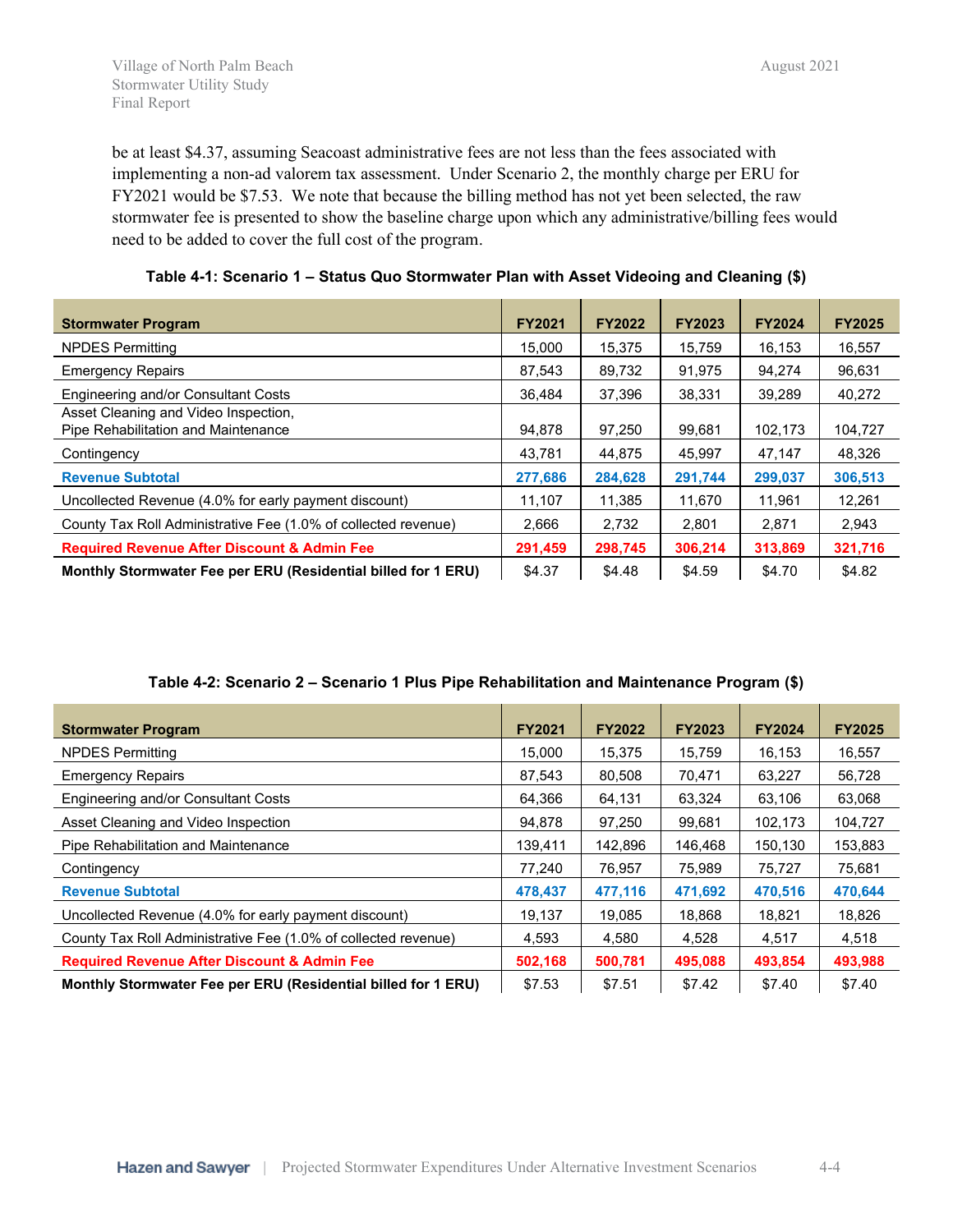be at least $4.37, assuming Seacoast administrative fees are not less than the fees associated with implementing a non-ad valorem tax assessment. Under Scenario 2, the monthly charge per ERU for FY2021 would be $7.53. We note that because the billing method has not yet been selected, the raw stormwater fee is presented to show the baseline charge upon which any administrative/billing fees would need to be added to cover the full cost of the program.

**Table 4-1: Scenario 1 – Status Quo Stormwater Plan with Asset Videoing and Cleaning ($)**

| Stormwater Program | FY2021 | FY2022 | FY2023 | FY2024 | FY2025 |
|---|---|---|---|---|---|
| NPDES Permitting | 15,000 | 15,375 | 15,759 | 16,153 | 16,557 |
| Emergency Repairs | 87,543 | 89,732 | 91,975 | 94,274 | 96,631 |
| Engineering and/or Consultant Costs | 36,484 | 37,396 | 38,331 | 39,289 | 40,272 |
| Asset Cleaning and Video Inspection, Pipe Rehabilitation and Maintenance | 94,878 | 97,250 | 99,681 | 102,173 | 104,727 |
| Contingency | 43,781 | 44,875 | 45,997 | 47,147 | 48,326 |
| **Revenue Subtotal** | **277,686** | **284,628** | **291,744** | **299,037** | **306,513** |
| Uncollected Revenue (4.0% for early payment discount) | 11,107 | 11,385 | 11,670 | 11,961 | 12,261 |
| County Tax Roll Administrative Fee (1.0% of collected revenue) | 2,666 | 2,732 | 2,801 | 2,871 | 2,943 |
| **Required Revenue After Discount & Admin Fee** | **291,459** | **298,745** | **306,214** | **313,869** | **321,716** |
| **Monthly Stormwater Fee per ERU (Residential billed for 1 ERU)** | $4.37 | $4.48 | $4.59 | $4.70 | $4.82 |

**Table 4-2: Scenario 2 – Scenario 1 Plus Pipe Rehabilitation and Maintenance Program ($)**

| Stormwater Program | FY2021 | FY2022 | FY2023 | FY2024 | FY2025 |
|---|---|---|---|---|---|
| NPDES Permitting | 15,000 | 15,375 | 15,759 | 16,153 | 16,557 |
| Emergency Repairs | 87,543 | 80,508 | 70,471 | 63,227 | 56,728 |
| Engineering and/or Consultant Costs | 64,366 | 64,131 | 63,324 | 63,106 | 63,068 |
| Asset Cleaning and Video Inspection | 94,878 | 97,250 | 99,681 | 102,173 | 104,727 |
| Pipe Rehabilitation and Maintenance | 139,411 | 142,896 | 146,468 | 150,130 | 153,883 |
| Contingency | 77,240 | 76,957 | 75,989 | 75,727 | 75,681 |
| **Revenue Subtotal** | **478,437** | **477,116** | **471,692** | **470,516** | **470,644** |
| Uncollected Revenue (4.0% for early payment discount) | 19,137 | 19,085 | 18,868 | 18,821 | 18,826 |
| County Tax Roll Administrative Fee (1.0% of collected revenue) | 4,593 | 4,580 | 4,528 | 4,517 | 4,518 |
| **Required Revenue After Discount & Admin Fee** | **502,168** | **500,781** | **495,088** | **493,854** | **493,988** |
| **Monthly Stormwater Fee per ERU (Residential billed for 1 ERU)** | $7.53 | $7.51 | $7.42 | $7.40 | $7.40 |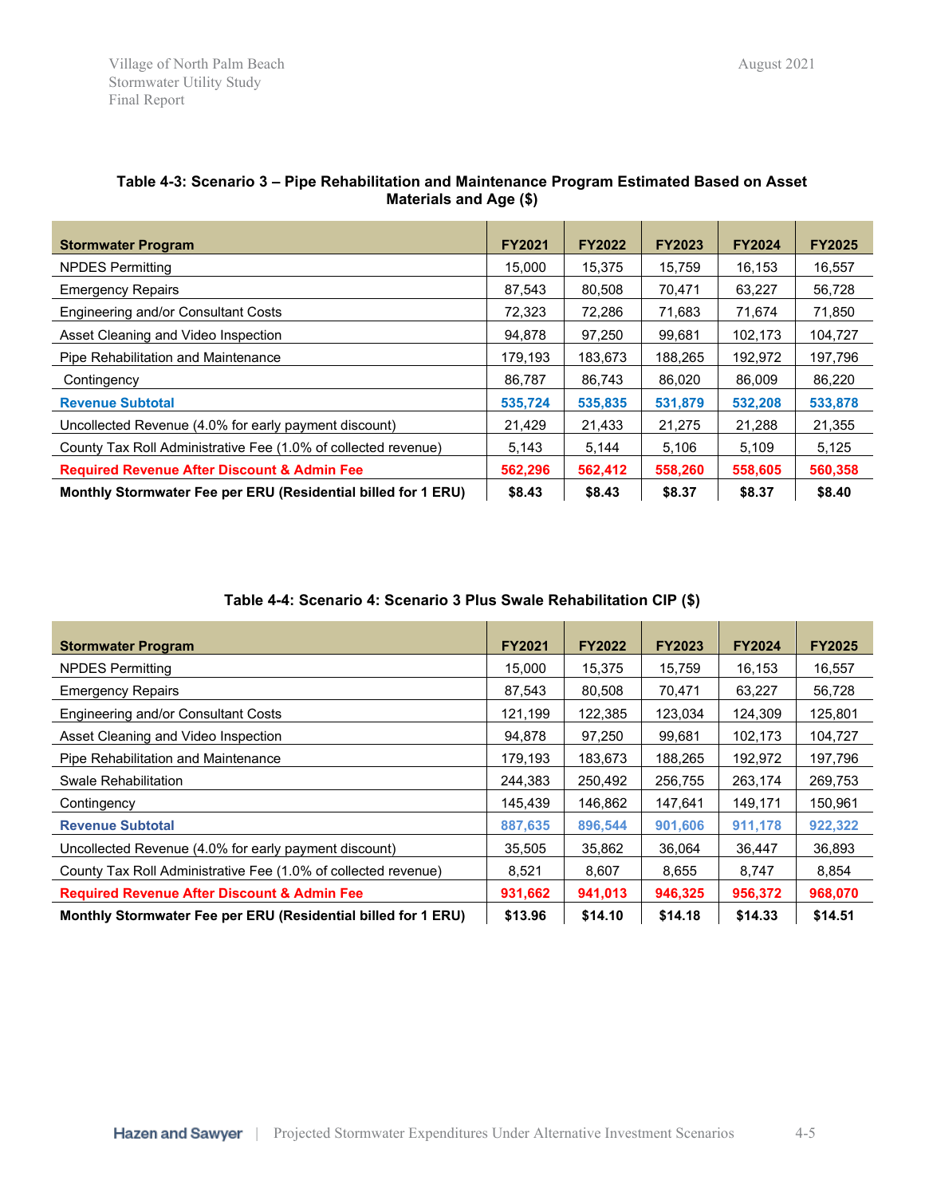**Table 4-3: Scenario 3 – Pipe Rehabilitation and Maintenance Program Estimated Based on Asset Materials and Age ($)**

| Stormwater Program | FY2021 | FY2022 | FY2023 | FY2024 | FY2025 |
|---|---|---|---|---|---|
| NPDES Permitting | 15,000 | 15,375 | 15,759 | 16,153 | 16,557 |
| Emergency Repairs | 87,543 | 80,508 | 70,471 | 63,227 | 56,728 |
| Engineering and/or Consultant Costs | 72,323 | 72,286 | 71,683 | 71,674 | 71,850 |
| Asset Cleaning and Video Inspection | 94,878 | 97,250 | 99,681 | 102,173 | 104,727 |
| Pipe Rehabilitation and Maintenance | 179,193 | 183,673 | 188,265 | 192,972 | 197,796 |
| Contingency | 86,787 | 86,743 | 86,020 | 86,009 | 86,220 |
| **Revenue Subtotal** | **535,724** | **535,835** | **531,879** | **532,208** | **533,878** |
| Uncollected Revenue (4.0% for early payment discount) | 21,429 | 21,433 | 21,275 | 21,288 | 21,355 |
| County Tax Roll Administrative Fee (1.0% of collected revenue) | 5,143 | 5,144 | 5,106 | 5,109 | 5,125 |
| **Required Revenue After Discount & Admin Fee** | **562,296** | **562,412** | **558,260** | **558,605** | **560,358** |
| **Monthly Stormwater Fee per ERU (Residential billed for 1 ERU)** | **$8.43** | **$8.43** | **$8.37** | **$8.37** | **$8.40** |

**Table 4-4: Scenario 4: Scenario 3 Plus Swale Rehabilitation CIP ($)**

| Stormwater Program | FY2021 | FY2022 | FY2023 | FY2024 | FY2025 |
|---|---|---|---|---|---|
| NPDES Permitting | 15,000 | 15,375 | 15,759 | 16,153 | 16,557 |
| Emergency Repairs | 87,543 | 80,508 | 70,471 | 63,227 | 56,728 |
| Engineering and/or Consultant Costs | 121,199 | 122,385 | 123,034 | 124,309 | 125,801 |
| Asset Cleaning and Video Inspection | 94,878 | 97,250 | 99,681 | 102,173 | 104,727 |
| Pipe Rehabilitation and Maintenance | 179,193 | 183,673 | 188,265 | 192,972 | 197,796 |
| Swale Rehabilitation | 244,383 | 250,492 | 256,755 | 263,174 | 269,753 |
| Contingency | 145,439 | 146,862 | 147,641 | 149,171 | 150,961 |
| **Revenue Subtotal** | **887,635** | **896,544** | **901,606** | **911,178** | **922,322** |
| Uncollected Revenue (4.0% for early payment discount) | 35,505 | 35,862 | 36,064 | 36,447 | 36,893 |
| County Tax Roll Administrative Fee (1.0% of collected revenue) | 8,521 | 8,607 | 8,655 | 8,747 | 8,854 |
| **Required Revenue After Discount & Admin Fee** | **931,662** | **941,013** | **946,325** | **956,372** | **968,070** |
| **Monthly Stormwater Fee per ERU (Residential billed for 1 ERU)** | **$13.96** | **$14.10** | **$14.18** | **$14.33** | **$14.51** |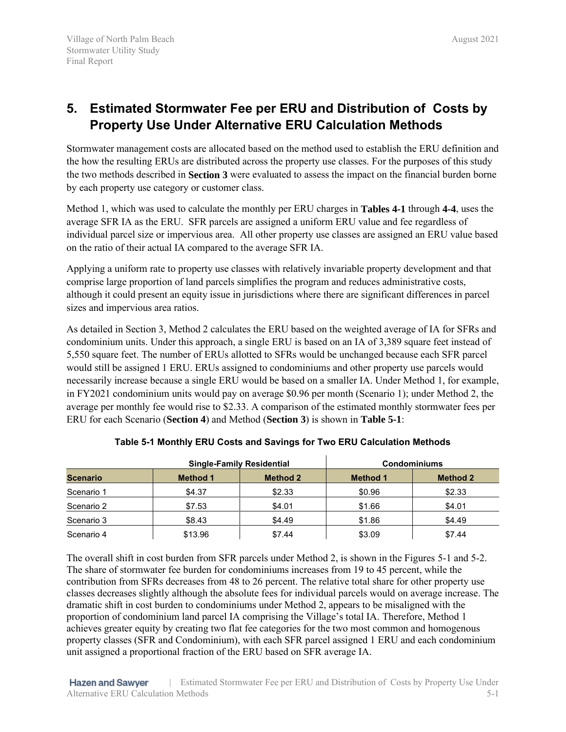# 5. Estimated Stormwater Fee per ERU and Distribution of Costs by Property Use Under Alternative ERU Calculation Methods

Stormwater management costs are allocated based on the method used to establish the ERU definition and the how the resulting ERUs are distributed across the property use classes. For the purposes of this study the two methods described in **Section 3** were evaluated to assess the impact on the financial burden borne by each property use category or customer class.

Method 1, which was used to calculate the monthly per ERU charges in **Tables 4-1** through **4-4**, uses the average SFR IA as the ERU. SFR parcels are assigned a uniform ERU value and fee regardless of individual parcel size or impervious area. All other property use classes are assigned an ERU value based on the ratio of their actual IA compared to the average SFR IA.

Applying a uniform rate to property use classes with relatively invariable property development and that comprise large proportion of land parcels simplifies the program and reduces administrative costs, although it could present an equity issue in jurisdictions where there are significant differences in parcel sizes and impervious area ratios.

As detailed in Section 3, Method 2 calculates the ERU based on the weighted average of IA for SFRs and condominium units. Under this approach, a single ERU is based on an IA of 3,389 square feet instead of 5,550 square feet. The number of ERUs allotted to SFRs would be unchanged because each SFR parcel would still be assigned 1 ERU. ERUs assigned to condominiums and other property use parcels would necessarily increase because a single ERU would be based on a smaller IA. Under Method 1, for example, in FY2021 condominium units would pay on average $0.96 per month (Scenario 1); under Method 2, the average per monthly fee would rise to $2.33. A comparison of the estimated monthly stormwater fees per ERU for each Scenario (**Section 4**) and Method (**Section 3**) is shown in **Table 5-1**:

**Table 5-1 Monthly ERU Costs and Savings for Two ERU Calculation Methods**

| | Single-Family Residential | | Condominiums | |
|---|---|---|---|---|
| **Scenario** | **Method 1** | **Method 2** | **Method 1** | **Method 2** |
| Scenario 1 | $4.37 | $2.33 | $0.96 | $2.33 |
| Scenario 2 | $7.53 | $4.01 | $1.66 | $4.01 |
| Scenario 3 | $8.43 | $4.49 | $1.86 | $4.49 |
| Scenario 4 | $13.96 | $7.44 | $3.09 | $7.44 |

The overall shift in cost burden from SFR parcels under Method 2, is shown in the Figures 5-1 and 5-2. The share of stormwater fee burden for condominiums increases from 19 to 45 percent, while the contribution from SFRs decreases from 48 to 26 percent. The relative total share for other property use classes decreases slightly although the absolute fees for individual parcels would on average increase. The dramatic shift in cost burden to condominiums under Method 2, appears to be misaligned with the proportion of condominium land parcel IA comprising the Village's total IA. Therefore, Method 1 achieves greater equity by creating two flat fee categories for the two most common and homogenous property classes (SFR and Condominium), with each SFR parcel assigned 1 ERU and each condominium unit assigned a proportional fraction of the ERU based on SFR average IA.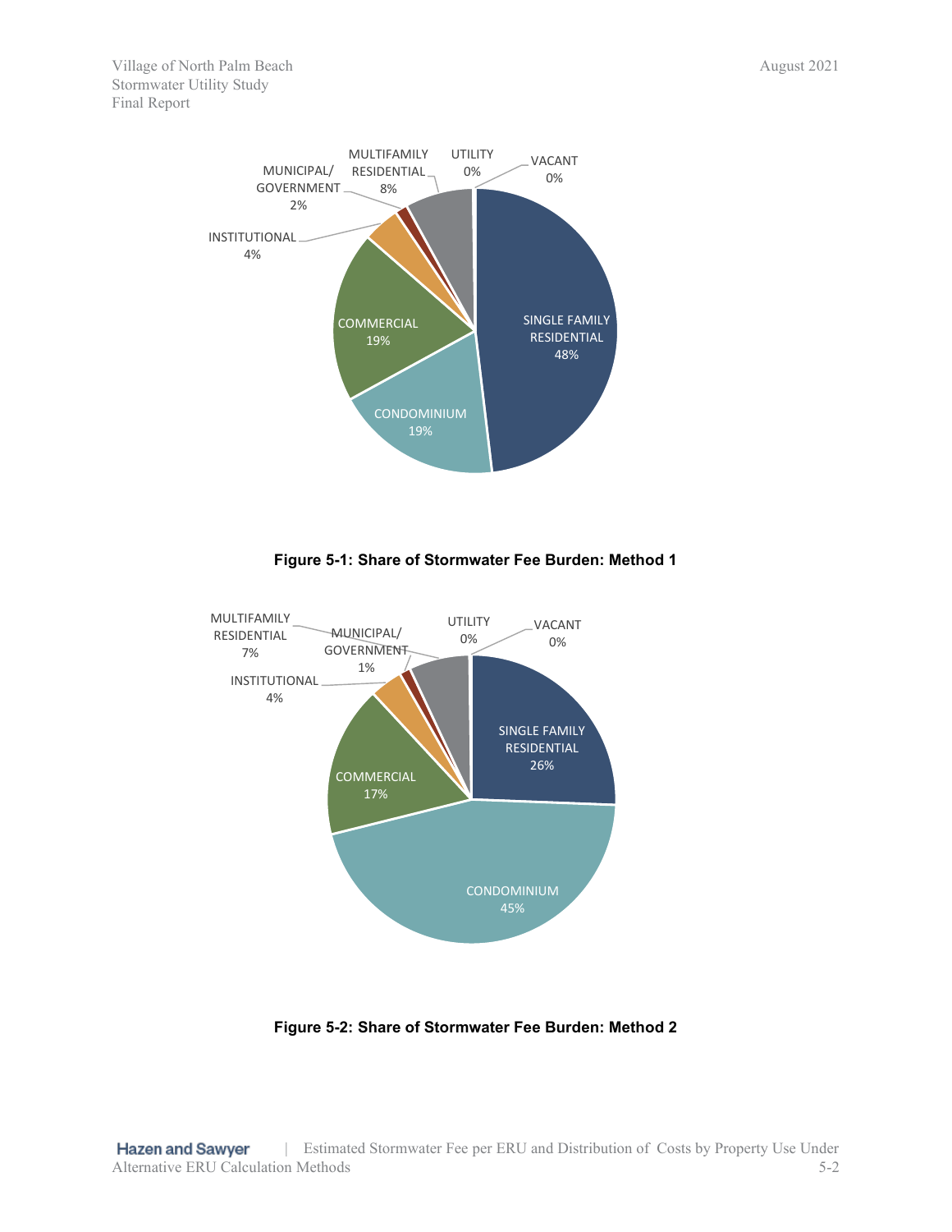MULTIFAMILY RESIDENTIAL 8%

UTILITY 0%

VACANT 0%

MUNICIPAL/ GOVERNMENT 2%

INSTITUTIONAL 4%

COMMERCIAL 19%

SINGLE FAMILY RESIDENTIAL 48%

CONDOMINIUM 19%

**Figure 5-1: Share of Stormwater Fee Burden: Method 1**

MULTIFAMILY RESIDENTIAL 7%

MUNICIPAL/ GOVERNMENT 1%

UTILITY 0%

VACANT 0%

INSTITUTIONAL 4%

SINGLE FAMILY RESIDENTIAL 26%

COMMERCIAL 17%

CONDOMINIUM 45%

**Figure 5-2: Share of Stormwater Fee Burden: Method 2**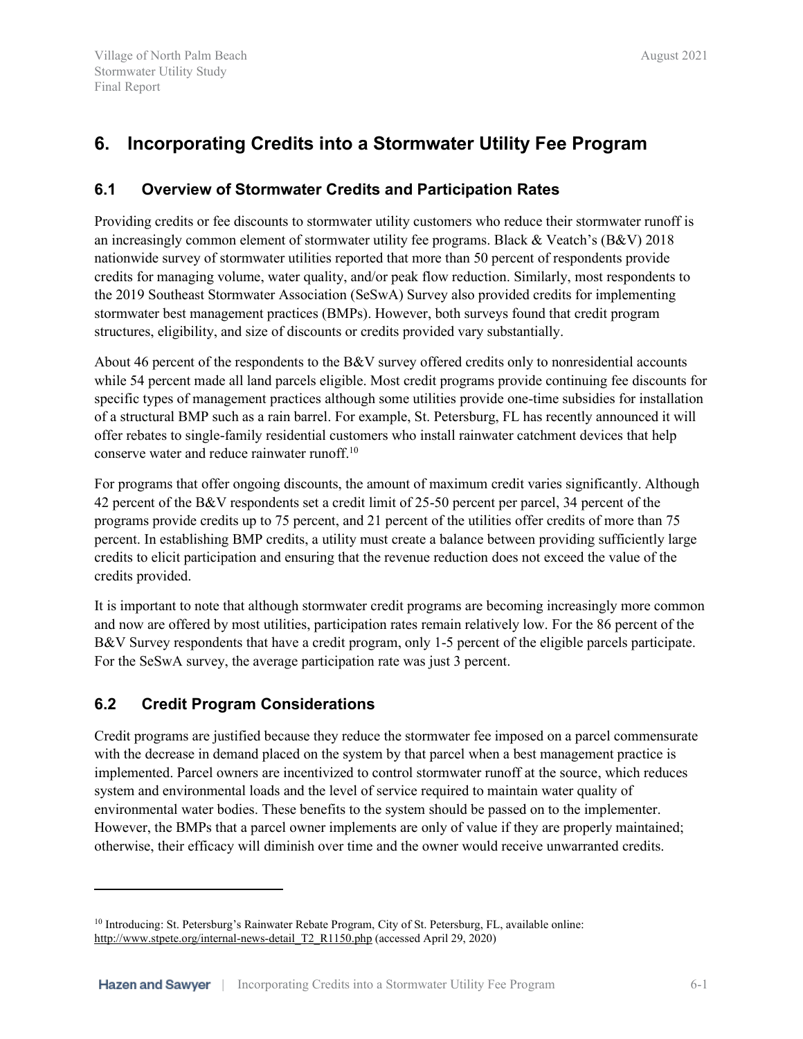# 6. Incorporating Credits into a Stormwater Utility Fee Program

## 6.1 Overview of Stormwater Credits and Participation Rates

Providing credits or fee discounts to stormwater utility customers who reduce their stormwater runoff is an increasingly common element of stormwater utility fee programs. Black & Veatch's (B&V) 2018 nationwide survey of stormwater utilities reported that more than 50 percent of respondents provide credits for managing volume, water quality, and/or peak flow reduction. Similarly, most respondents to the 2019 Southeast Stormwater Association (SeSwA) Survey also provided credits for implementing stormwater best management practices (BMPs). However, both surveys found that credit program structures, eligibility, and size of discounts or credits provided vary substantially.

About 46 percent of the respondents to the B&V survey offered credits only to nonresidential accounts while 54 percent made all land parcels eligible. Most credit programs provide continuing fee discounts for specific types of management practices although some utilities provide one-time subsidies for installation of a structural BMP such as a rain barrel. For example, St. Petersburg, FL has recently announced it will offer rebates to single-family residential customers who install rainwater catchment devices that help conserve water and reduce rainwater runoff.[10]

For programs that offer ongoing discounts, the amount of maximum credit varies significantly. Although 42 percent of the B&V respondents set a credit limit of 25-50 percent per parcel, 34 percent of the programs provide credits up to 75 percent, and 21 percent of the utilities offer credits of more than 75 percent. In establishing BMP credits, a utility must create a balance between providing sufficiently large credits to elicit participation and ensuring that the revenue reduction does not exceed the value of the credits provided.

It is important to note that although stormwater credit programs are becoming increasingly more common and now are offered by most utilities, participation rates remain relatively low. For the 86 percent of the B&V Survey respondents that have a credit program, only 1-5 percent of the eligible parcels participate. For the SeSwA survey, the average participation rate was just 3 percent.

## 6.2 Credit Program Considerations

Credit programs are justified because they reduce the stormwater fee imposed on a parcel commensurate with the decrease in demand placed on the system by that parcel when a best management practice is implemented. Parcel owners are incentivized to control stormwater runoff at the source, which reduces system and environmental loads and the level of service required to maintain water quality of environmental water bodies. These benefits to the system should be passed on to the implementer. However, the BMPs that a parcel owner implements are only of value if they are properly maintained; otherwise, their efficacy will diminish over time and the owner would receive unwarranted credits.

---

[10] Introducing: St. Petersburg's Rainwater Rebate Program, City of St. Petersburg, FL, available online: http://www.stpete.org/internal-news-detail_T2_R1150.php (accessed April 29, 2020)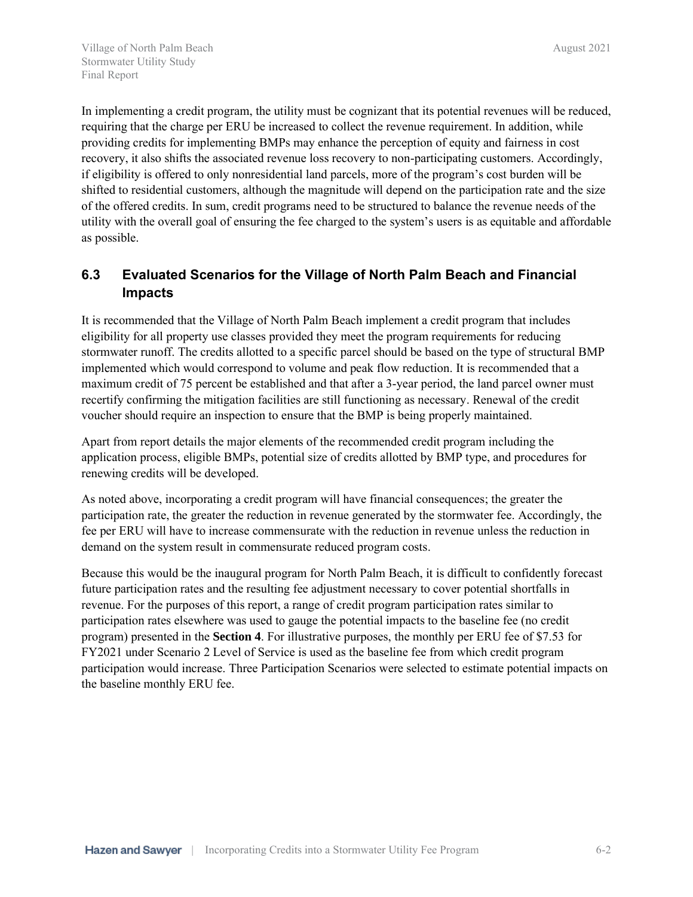In implementing a credit program, the utility must be cognizant that its potential revenues will be reduced, requiring that the charge per ERU be increased to collect the revenue requirement. In addition, while providing credits for implementing BMPs may enhance the perception of equity and fairness in cost recovery, it also shifts the associated revenue loss recovery to non-participating customers. Accordingly, if eligibility is offered to only nonresidential land parcels, more of the program's cost burden will be shifted to residential customers, although the magnitude will depend on the participation rate and the size of the offered credits. In sum, credit programs need to be structured to balance the revenue needs of the utility with the overall goal of ensuring the fee charged to the system's users is as equitable and affordable as possible.

## 6.3 Evaluated Scenarios for the Village of North Palm Beach and Financial Impacts

It is recommended that the Village of North Palm Beach implement a credit program that includes eligibility for all property use classes provided they meet the program requirements for reducing stormwater runoff. The credits allotted to a specific parcel should be based on the type of structural BMP implemented which would correspond to volume and peak flow reduction. It is recommended that a maximum credit of 75 percent be established and that after a 3-year period, the land parcel owner must recertify confirming the mitigation facilities are still functioning as necessary. Renewal of the credit voucher should require an inspection to ensure that the BMP is being properly maintained.

Apart from report details the major elements of the recommended credit program including the application process, eligible BMPs, potential size of credits allotted by BMP type, and procedures for renewing credits will be developed.

As noted above, incorporating a credit program will have financial consequences; the greater the participation rate, the greater the reduction in revenue generated by the stormwater fee. Accordingly, the fee per ERU will have to increase commensurate with the reduction in revenue unless the reduction in demand on the system result in commensurate reduced program costs.

Because this would be the inaugural program for North Palm Beach, it is difficult to confidently forecast future participation rates and the resulting fee adjustment necessary to cover potential shortfalls in revenue. For the purposes of this report, a range of credit program participation rates similar to participation rates elsewhere was used to gauge the potential impacts to the baseline fee (no credit program) presented in the **Section 4**. For illustrative purposes, the monthly per ERU fee of $7.53 for FY2021 under Scenario 2 Level of Service is used as the baseline fee from which credit program participation would increase. Three Participation Scenarios were selected to estimate potential impacts on the baseline monthly ERU fee.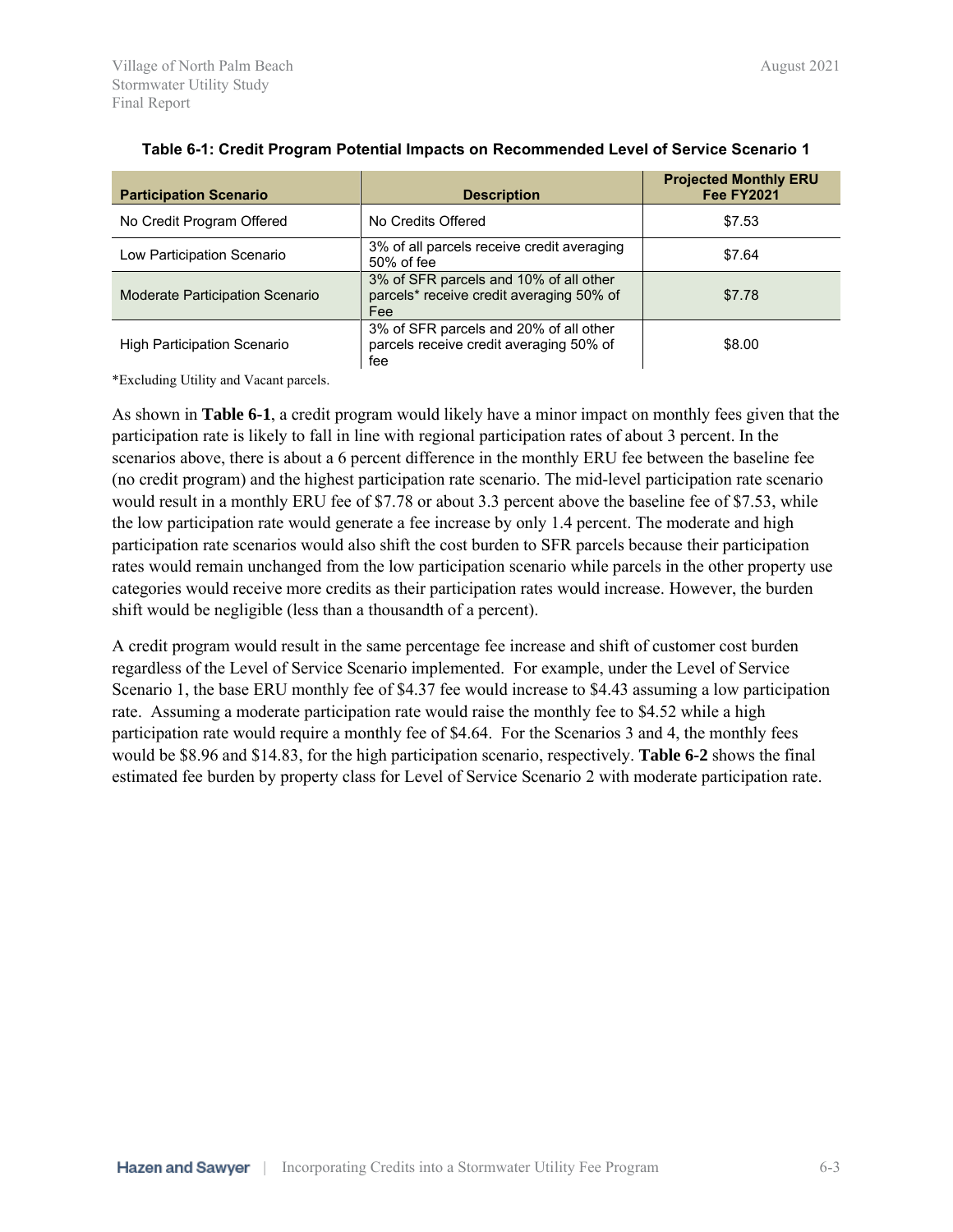**Table 6-1: Credit Program Potential Impacts on Recommended Level of Service Scenario 1**

| Participation Scenario | Description | Projected Monthly ERU Fee FY2021 |
|---|---|---|
| No Credit Program Offered | No Credits Offered | $7.53 |
| Low Participation Scenario | 3% of all parcels receive credit averaging 50% of fee | $7.64 |
| Moderate Participation Scenario | 3% of SFR parcels and 10% of all other parcels* receive credit averaging 50% of Fee | $7.78 |
| High Participation Scenario | 3% of SFR parcels and 20% of all other parcels receive credit averaging 50% of fee | $8.00 |

*Excluding Utility and Vacant parcels.

As shown in **Table 6-1**, a credit program would likely have a minor impact on monthly fees given that the participation rate is likely to fall in line with regional participation rates of about 3 percent. In the scenarios above, there is about a 6 percent difference in the monthly ERU fee between the baseline fee (no credit program) and the highest participation rate scenario. The mid-level participation rate scenario would result in a monthly ERU fee of $7.78 or about 3.3 percent above the baseline fee of $7.53, while the low participation rate would generate a fee increase by only 1.4 percent. The moderate and high participation rate scenarios would also shift the cost burden to SFR parcels because their participation rates would remain unchanged from the low participation scenario while parcels in the other property use categories would receive more credits as their participation rates would increase. However, the burden shift would be negligible (less than a thousandth of a percent).

A credit program would result in the same percentage fee increase and shift of customer cost burden regardless of the Level of Service Scenario implemented. For example, under the Level of Service Scenario 1, the base ERU monthly fee of $4.37 fee would increase to $4.43 assuming a low participation rate. Assuming a moderate participation rate would raise the monthly fee to $4.52 while a high participation rate would require a monthly fee of $4.64. For the Scenarios 3 and 4, the monthly fees would be $8.96 and $14.83, for the high participation scenario, respectively. **Table 6-2** shows the final estimated fee burden by property class for Level of Service Scenario 2 with moderate participation rate.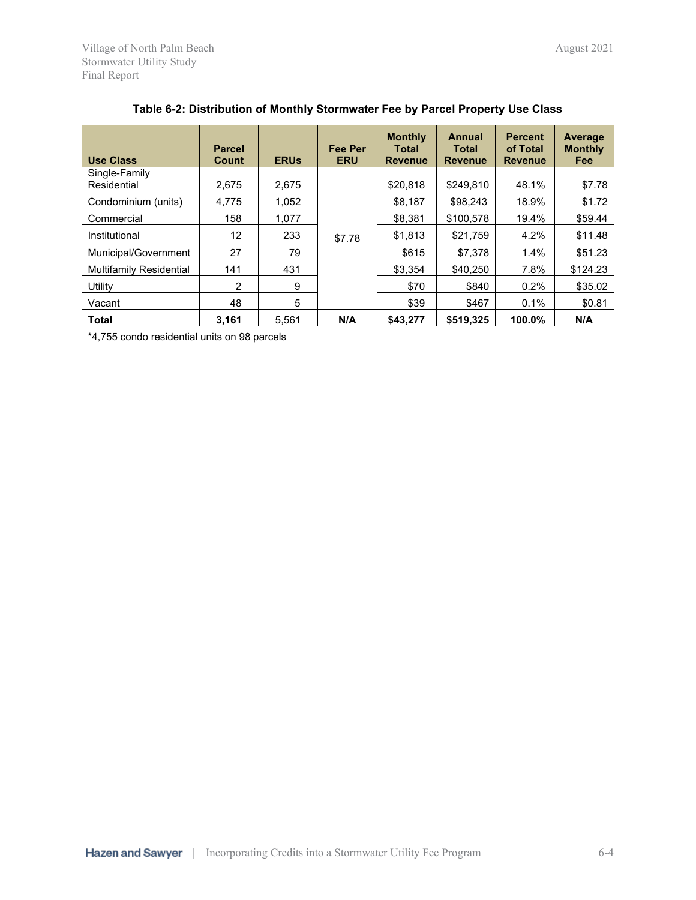**Table 6-2: Distribution of Monthly Stormwater Fee by Parcel Property Use Class**

| Use Class | Parcel Count | ERUs | Fee Per ERU | Monthly Total Revenue | Annual Total Revenue | Percent of Total Revenue | Average Monthly Fee |
|---|---|---|---|---|---|---|---|
| Single-Family Residential | 2,675 | 2,675 | $7.78 | $20,818 | $249,810 | 48.1% | $7.78 |
| Condominium (units) | 4,775 | 1,052 | | $8,187 | $98,243 | 18.9% | $1.72 |
| Commercial | 158 | 1,077 | | $8,381 | $100,578 | 19.4% | $59.44 |
| Institutional | 12 | 233 | | $1,813 | $21,759 | 4.2% | $11.48 |
| Municipal/Government | 27 | 79 | | $615 | $7,378 | 1.4% | $51.23 |
| Multifamily Residential | 141 | 431 | | $3,354 | $40,250 | 7.8% | $124.23 |
| Utility | 2 | 9 | | $70 | $840 | 0.2% | $35.02 |
| Vacant | 48 | 5 | | $39 | $467 | 0.1% | $0.81 |
| **Total** | **3,161** | 5,561 | **N/A** | **$43,277** | **$519,325** | **100.0%** | **N/A** |

*4,755 condo residential units on 98 parcels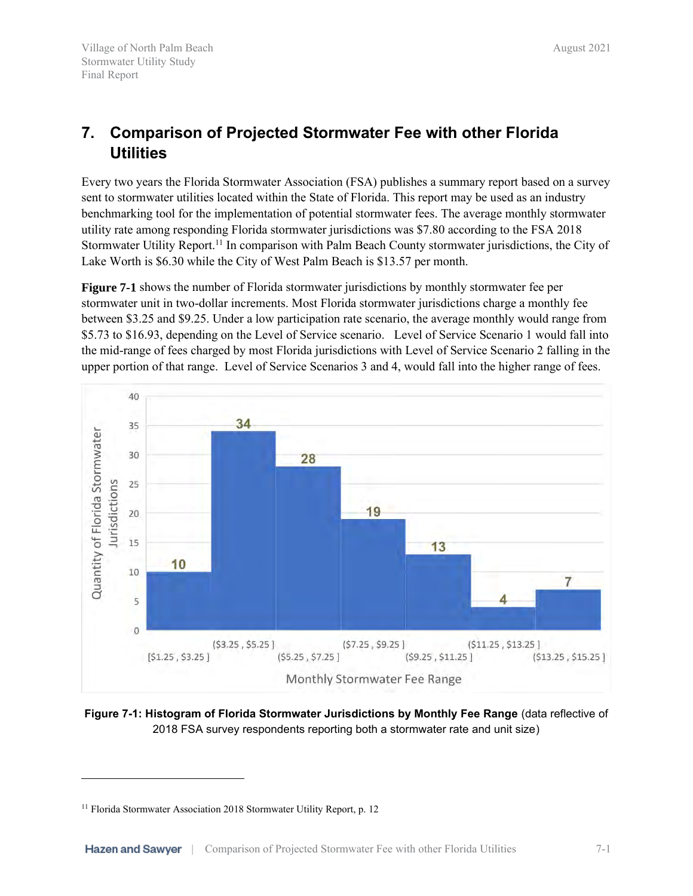# 7. Comparison of Projected Stormwater Fee with other Florida Utilities

Every two years the Florida Stormwater Association (FSA) publishes a summary report based on a survey sent to stormwater utilities located within the State of Florida. This report may be used as an industry benchmarking tool for the implementation of potential stormwater fees. The average monthly stormwater utility rate among responding Florida stormwater jurisdictions was $7.80 according to the FSA 2018 Stormwater Utility Report.[11] In comparison with Palm Beach County stormwater jurisdictions, the City of Lake Worth is $6.30 while the City of West Palm Beach is $13.57 per month.

**Figure 7-1** shows the number of Florida stormwater jurisdictions by monthly stormwater fee per stormwater unit in two-dollar increments. Most Florida stormwater jurisdictions charge a monthly fee between $3.25 and $9.25. Under a low participation rate scenario, the average monthly would range from $5.73 to $16.93, depending on the Level of Service scenario. Level of Service Scenario 1 would fall into the mid-range of fees charged by most Florida jurisdictions with Level of Service Scenario 2 falling in the upper portion of that range. Level of Service Scenarios 3 and 4, would fall into the higher range of fees.

| Monthly Stormwater Fee Range | Quantity of Florida Stormwater Jurisdictions |
|---|---|
| [$1.25 , $3.25 ] | 10 |
| ($3.25 , $5.25 ] | 34 |
| ($5.25 , $7.25 ] | 28 |
| ($7.25 , $9.25 ] | 19 |
| ($9.25 , $11.25 ] | 13 |
| ($11.25 , $13.25 ] | 4 |
| ($13.25 , $15.25 ] | 7 |

**Figure 7-1: Histogram of Florida Stormwater Jurisdictions by Monthly Fee Range** (data reflective of 2018 FSA survey respondents reporting both a stormwater rate and unit size)

---

[11] Florida Stormwater Association 2018 Stormwater Utility Report, p. 12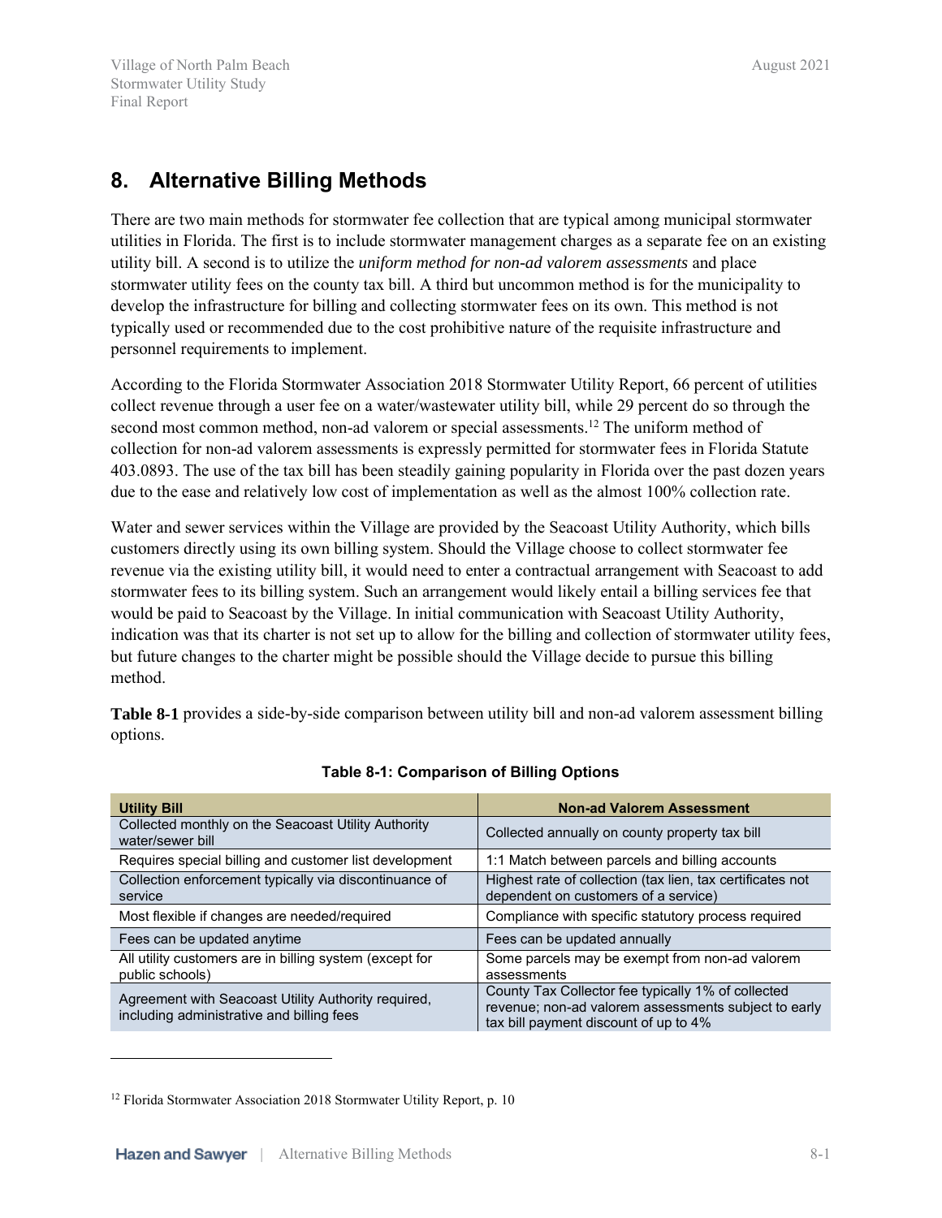# 8. Alternative Billing Methods

There are two main methods for stormwater fee collection that are typical among municipal stormwater utilities in Florida. The first is to include stormwater management charges as a separate fee on an existing utility bill. A second is to utilize the *uniform method for non-ad valorem assessments* and place stormwater utility fees on the county tax bill. A third but uncommon method is for the municipality to develop the infrastructure for billing and collecting stormwater fees on its own. This method is not typically used or recommended due to the cost prohibitive nature of the requisite infrastructure and personnel requirements to implement.

According to the Florida Stormwater Association 2018 Stormwater Utility Report, 66 percent of utilities collect revenue through a user fee on a water/wastewater utility bill, while 29 percent do so through the second most common method, non-ad valorem or special assessments.[12] The uniform method of collection for non-ad valorem assessments is expressly permitted for stormwater fees in Florida Statute 403.0893. The use of the tax bill has been steadily gaining popularity in Florida over the past dozen years due to the ease and relatively low cost of implementation as well as the almost 100% collection rate.

Water and sewer services within the Village are provided by the Seacoast Utility Authority, which bills customers directly using its own billing system. Should the Village choose to collect stormwater fee revenue via the existing utility bill, it would need to enter a contractual arrangement with Seacoast to add stormwater fees to its billing system. Such an arrangement would likely entail a billing services fee that would be paid to Seacoast by the Village. In initial communication with Seacoast Utility Authority, indication was that its charter is not set up to allow for the billing and collection of stormwater utility fees, but future changes to the charter might be possible should the Village decide to pursue this billing method.

**Table 8-1** provides a side-by-side comparison between utility bill and non-ad valorem assessment billing options.

**Table 8-1: Comparison of Billing Options**

| Utility Bill | Non-ad Valorem Assessment |
|---|---|
| Collected monthly on the Seacoast Utility Authority water/sewer bill | Collected annually on county property tax bill |
| Requires special billing and customer list development | 1:1 Match between parcels and billing accounts |
| Collection enforcement typically via discontinuance of service | Highest rate of collection (tax lien, tax certificates not dependent on customers of a service) |
| Most flexible if changes are needed/required | Compliance with specific statutory process required |
| Fees can be updated anytime | Fees can be updated annually |
| All utility customers are in billing system (except for public schools) | Some parcels may be exempt from non-ad valorem assessments |
| Agreement with Seacoast Utility Authority required, including administrative and billing fees | County Tax Collector fee typically 1% of collected revenue; non-ad valorem assessments subject to early tax bill payment discount of up to 4% |

---

[12] Florida Stormwater Association 2018 Stormwater Utility Report, p. 10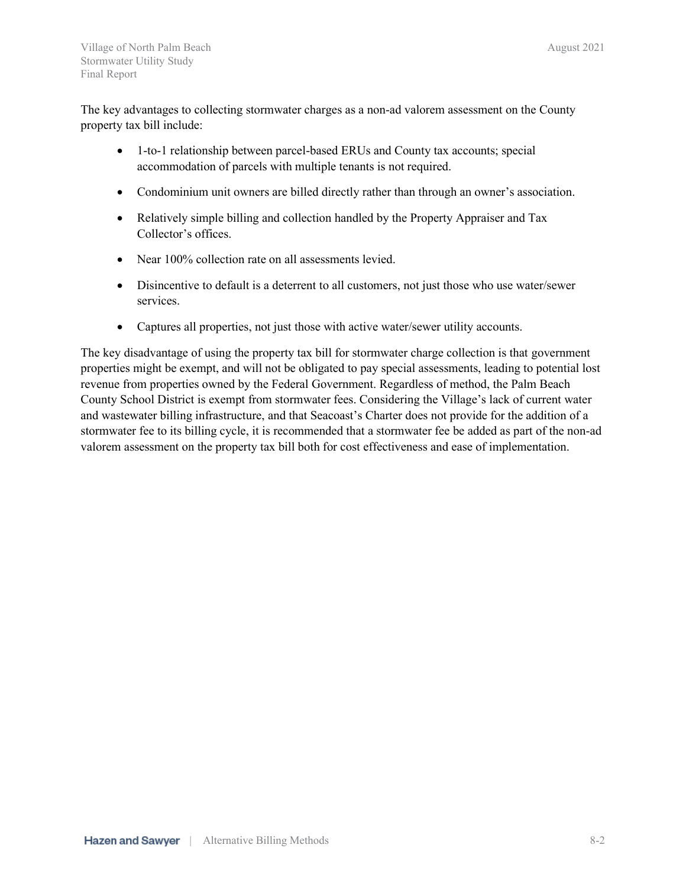The key advantages to collecting stormwater charges as a non-ad valorem assessment on the County property tax bill include:

- 1-to-1 relationship between parcel-based ERUs and County tax accounts; special accommodation of parcels with multiple tenants is not required.
- Condominium unit owners are billed directly rather than through an owner's association.
- Relatively simple billing and collection handled by the Property Appraiser and Tax Collector's offices.
- Near 100% collection rate on all assessments levied.
- Disincentive to default is a deterrent to all customers, not just those who use water/sewer services.
- Captures all properties, not just those with active water/sewer utility accounts.

The key disadvantage of using the property tax bill for stormwater charge collection is that government properties might be exempt, and will not be obligated to pay special assessments, leading to potential lost revenue from properties owned by the Federal Government. Regardless of method, the Palm Beach County School District is exempt from stormwater fees. Considering the Village's lack of current water and wastewater billing infrastructure, and that Seacoast's Charter does not provide for the addition of a stormwater fee to its billing cycle, it is recommended that a stormwater fee be added as part of the non-ad valorem assessment on the property tax bill both for cost effectiveness and ease of implementation.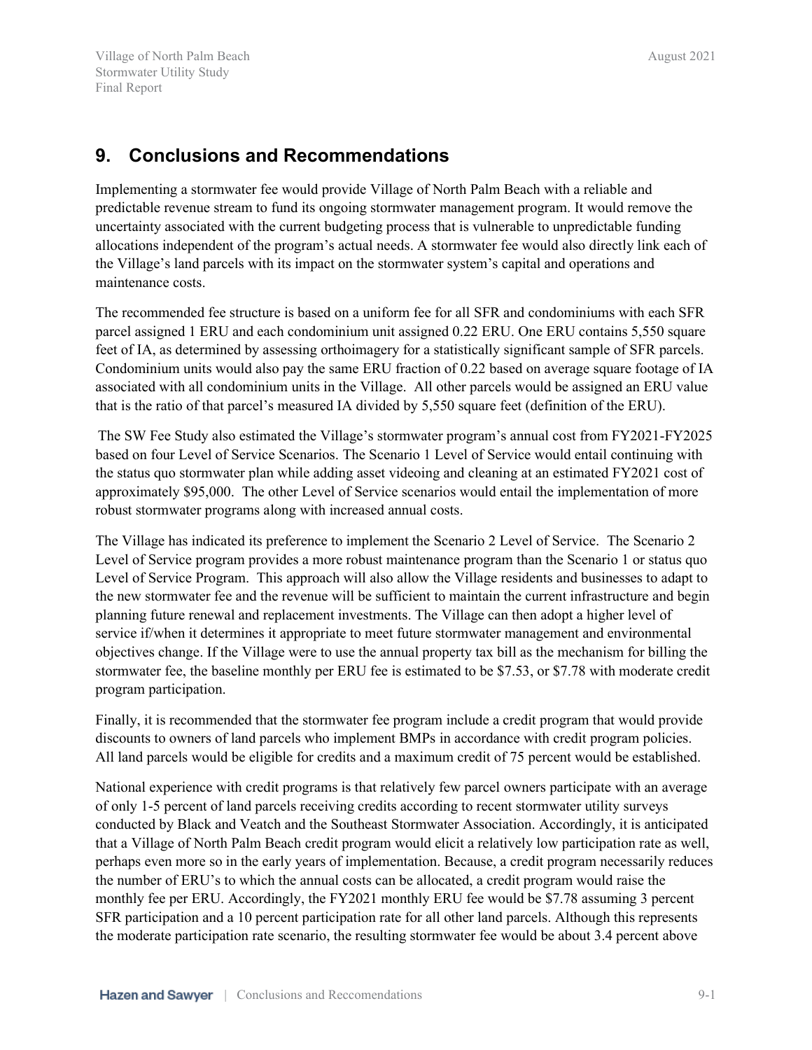## 9. Conclusions and Recommendations

Implementing a stormwater fee would provide Village of North Palm Beach with a reliable and predictable revenue stream to fund its ongoing stormwater management program. It would remove the uncertainty associated with the current budgeting process that is vulnerable to unpredictable funding allocations independent of the program's actual needs. A stormwater fee would also directly link each of the Village's land parcels with its impact on the stormwater system's capital and operations and maintenance costs.

The recommended fee structure is based on a uniform fee for all SFR and condominiums with each SFR parcel assigned 1 ERU and each condominium unit assigned 0.22 ERU. One ERU contains 5,550 square feet of IA, as determined by assessing orthoimagery for a statistically significant sample of SFR parcels. Condominium units would also pay the same ERU fraction of 0.22 based on average square footage of IA associated with all condominium units in the Village. All other parcels would be assigned an ERU value that is the ratio of that parcel's measured IA divided by 5,550 square feet (definition of the ERU).

The SW Fee Study also estimated the Village's stormwater program's annual cost from FY2021-FY2025 based on four Level of Service Scenarios. The Scenario 1 Level of Service would entail continuing with the status quo stormwater plan while adding asset videoing and cleaning at an estimated FY2021 cost of approximately $95,000. The other Level of Service scenarios would entail the implementation of more robust stormwater programs along with increased annual costs.

The Village has indicated its preference to implement the Scenario 2 Level of Service. The Scenario 2 Level of Service program provides a more robust maintenance program than the Scenario 1 or status quo Level of Service Program. This approach will also allow the Village residents and businesses to adapt to the new stormwater fee and the revenue will be sufficient to maintain the current infrastructure and begin planning future renewal and replacement investments. The Village can then adopt a higher level of service if/when it determines it appropriate to meet future stormwater management and environmental objectives change. If the Village were to use the annual property tax bill as the mechanism for billing the stormwater fee, the baseline monthly per ERU fee is estimated to be $7.53, or $7.78 with moderate credit program participation.

Finally, it is recommended that the stormwater fee program include a credit program that would provide discounts to owners of land parcels who implement BMPs in accordance with credit program policies. All land parcels would be eligible for credits and a maximum credit of 75 percent would be established.

National experience with credit programs is that relatively few parcel owners participate with an average of only 1-5 percent of land parcels receiving credits according to recent stormwater utility surveys conducted by Black and Veatch and the Southeast Stormwater Association. Accordingly, it is anticipated that a Village of North Palm Beach credit program would elicit a relatively low participation rate as well, perhaps even more so in the early years of implementation. Because, a credit program necessarily reduces the number of ERU's to which the annual costs can be allocated, a credit program would raise the monthly fee per ERU. Accordingly, the FY2021 monthly ERU fee would be $7.78 assuming 3 percent SFR participation and a 10 percent participation rate for all other land parcels. Although this represents the moderate participation rate scenario, the resulting stormwater fee would be about 3.4 percent above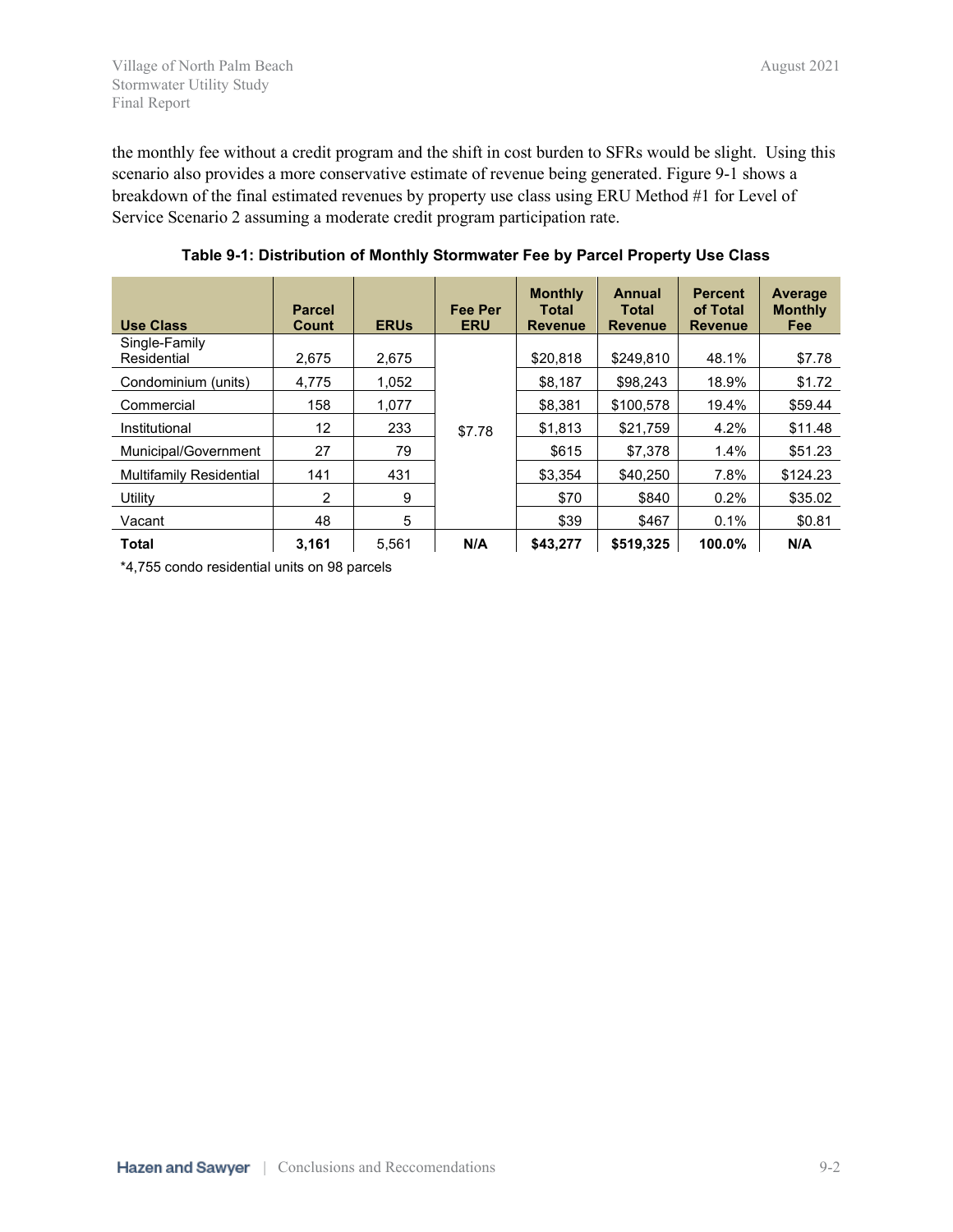the monthly fee without a credit program and the shift in cost burden to SFRs would be slight. Using this scenario also provides a more conservative estimate of revenue being generated. Figure 9-1 shows a breakdown of the final estimated revenues by property use class using ERU Method #1 for Level of Service Scenario 2 assuming a moderate credit program participation rate.

**Table 9-1: Distribution of Monthly Stormwater Fee by Parcel Property Use Class**

| Use Class | Parcel Count | ERUs | Fee Per ERU | Monthly Total Revenue | Annual Total Revenue | Percent of Total Revenue | Average Monthly Fee |
|---|---|---|---|---|---|---|---|
| Single-Family Residential | 2,675 | 2,675 | $7.78 | $20,818 | $249,810 | 48.1% | $7.78 |
| Condominium (units) | 4,775 | 1,052 | | $8,187 | $98,243 | 18.9% | $1.72 |
| Commercial | 158 | 1,077 | | $8,381 | $100,578 | 19.4% | $59.44 |
| Institutional | 12 | 233 | | $1,813 | $21,759 | 4.2% | $11.48 |
| Municipal/Government | 27 | 79 | | $615 | $7,378 | 1.4% | $51.23 |
| Multifamily Residential | 141 | 431 | | $3,354 | $40,250 | 7.8% | $124.23 |
| Utility | 2 | 9 | | $70 | $840 | 0.2% | $35.02 |
| Vacant | 48 | 5 | | $39 | $467 | 0.1% | $0.81 |
| **Total** | **3,161** | 5,561 | **N/A** | **$43,277** | **$519,325** | **100.0%** | **N/A** |

*4,755 condo residential units on 98 parcels